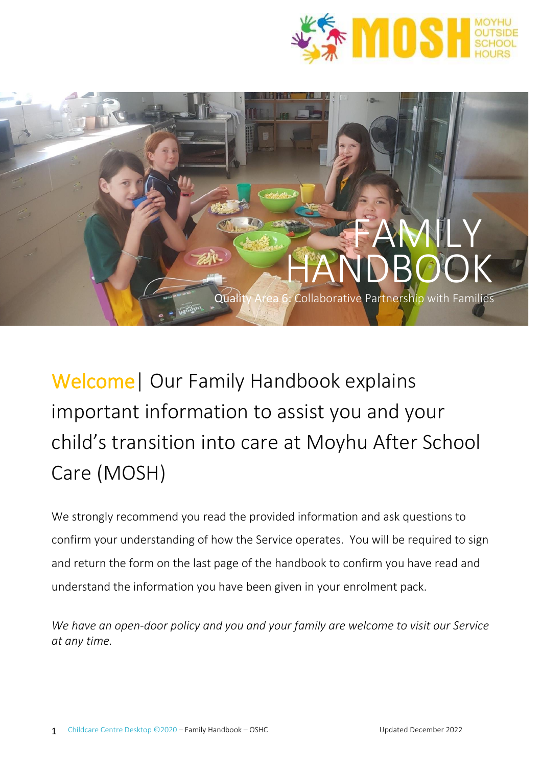MOSH MOYHU OUTSIDE SCHOOL HOURS

# FAMILY HANDBOOK

Quality Area 6: Collaborative Partnership with Families

## Welcome| Our Family Handbook explains important information to assist you and your child's transition into care at Moyhu After School Care (MOSH)

We strongly recommend you read the provided information and ask questions to confirm your understanding of how the Service operates. You will be required to sign and return the form on the last page of the handbook to confirm you have read and understand the information you have been given in your enrolment pack.

*We have an open-door policy and you and your family are welcome to visit our Service at any time.*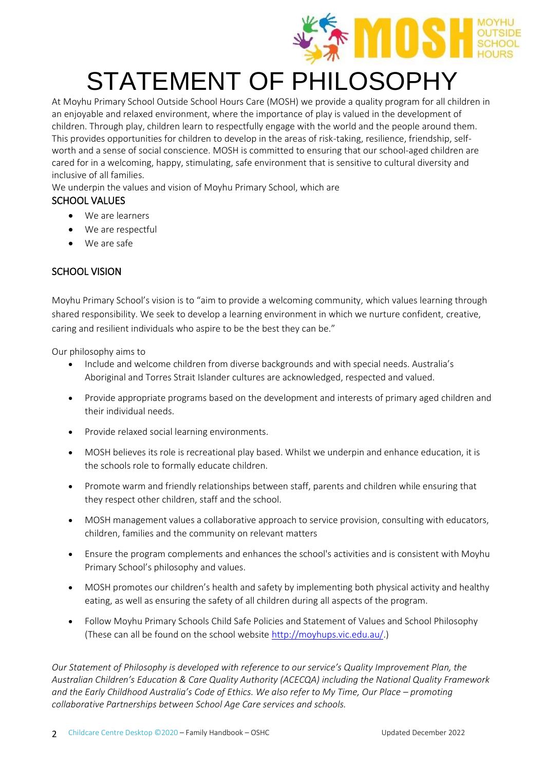# STATEMENT OF PHILOSOPHY

At Moyhu Primary School Outside School Hours Care (MOSH) we provide a quality program for all children in an enjoyable and relaxed environment, where the importance of play is valued in the development of children. Through play, children learn to respectfully engage with the world and the people around them. This provides opportunities for children to develop in the areas of risk-taking, resilience, friendship, self-worth and a sense of social conscience. MOSH is committed to ensuring that our school-aged children are cared for in a welcoming, happy, stimulating, safe environment that is sensitive to cultural diversity and inclusive of all families.

We underpin the values and vision of Moyhu Primary School, which are

## SCHOOL VALUES

- We are learners
- We are respectful
- We are safe

## SCHOOL VISION

Moyhu Primary School's vision is to "aim to provide a welcoming community, which values learning through shared responsibility. We seek to develop a learning environment in which we nurture confident, creative, caring and resilient individuals who aspire to be the best they can be."

Our philosophy aims to

- Include and welcome children from diverse backgrounds and with special needs. Australia's Aboriginal and Torres Strait Islander cultures are acknowledged, respected and valued.
- Provide appropriate programs based on the development and interests of primary aged children and their individual needs.
- Provide relaxed social learning environments.
- MOSH believes its role is recreational play based. Whilst we underpin and enhance education, it is the schools role to formally educate children.
- Promote warm and friendly relationships between staff, parents and children while ensuring that they respect other children, staff and the school.
- MOSH management values a collaborative approach to service provision, consulting with educators, children, families and the community on relevant matters
- Ensure the program complements and enhances the school's activities and is consistent with Moyhu Primary School's philosophy and values.
- MOSH promotes our children's health and safety by implementing both physical activity and healthy eating, as well as ensuring the safety of all children during all aspects of the program.
- Follow Moyhu Primary Schools Child Safe Policies and Statement of Values and School Philosophy (These can all be found on the school website http://moyhups.vic.edu.au/.)

*Our Statement of Philosophy is developed with reference to our service's Quality Improvement Plan, the Australian Children's Education & Care Quality Authority (ACECQA) including the National Quality Framework and the Early Childhood Australia's Code of Ethics. We also refer to My Time, Our Place – promoting collaborative Partnerships between School Age Care services and schools.*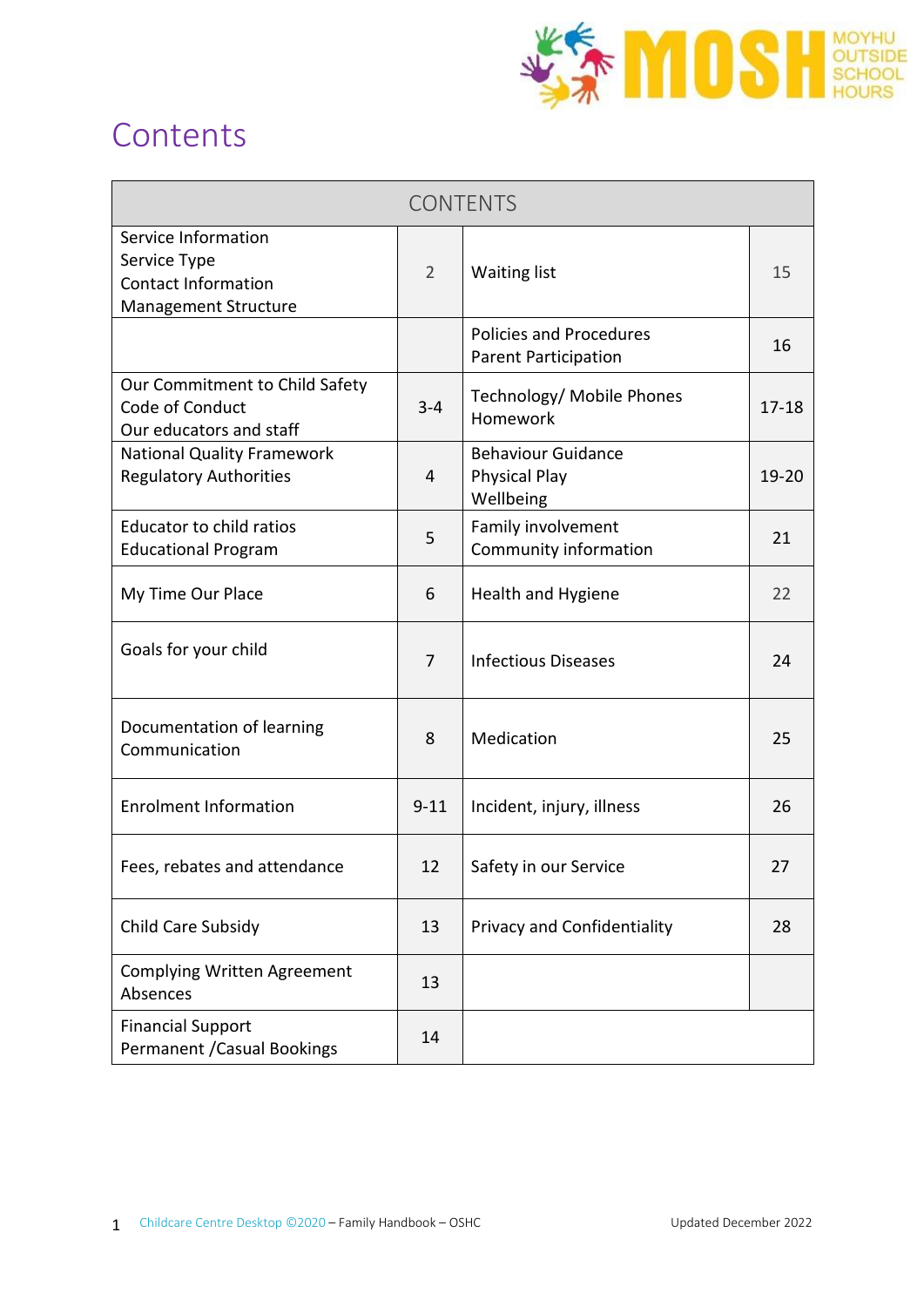# Contents

| CONTENTS | | | |
|---|---|---|---|
| Service Information<br>Service Type<br>Contact Information<br>Management Structure | 2 | Waiting list | 15 |
| | | Policies and Procedures<br>Parent Participation | 16 |
| Our Commitment to Child Safety<br>Code of Conduct<br>Our educators and staff | 3-4 | Technology/ Mobile Phones<br>Homework | 17-18 |
| National Quality Framework<br>Regulatory Authorities | 4 | Behaviour Guidance<br>Physical Play<br>Wellbeing | 19-20 |
| Educator to child ratios<br>Educational Program | 5 | Family involvement<br>Community information | 21 |
| My Time Our Place | 6 | Health and Hygiene | 22 |
| Goals for your child | 7 | Infectious Diseases | 24 |
| Documentation of learning<br>Communication | 8 | Medication | 25 |
| Enrolment Information | 9-11 | Incident, injury, illness | 26 |
| Fees, rebates and attendance | 12 | Safety in our Service | 27 |
| Child Care Subsidy | 13 | Privacy and Confidentiality | 28 |
| Complying Written Agreement<br>Absences | 13 | | |
| Financial Support<br>Permanent /Casual Bookings | 14 | | |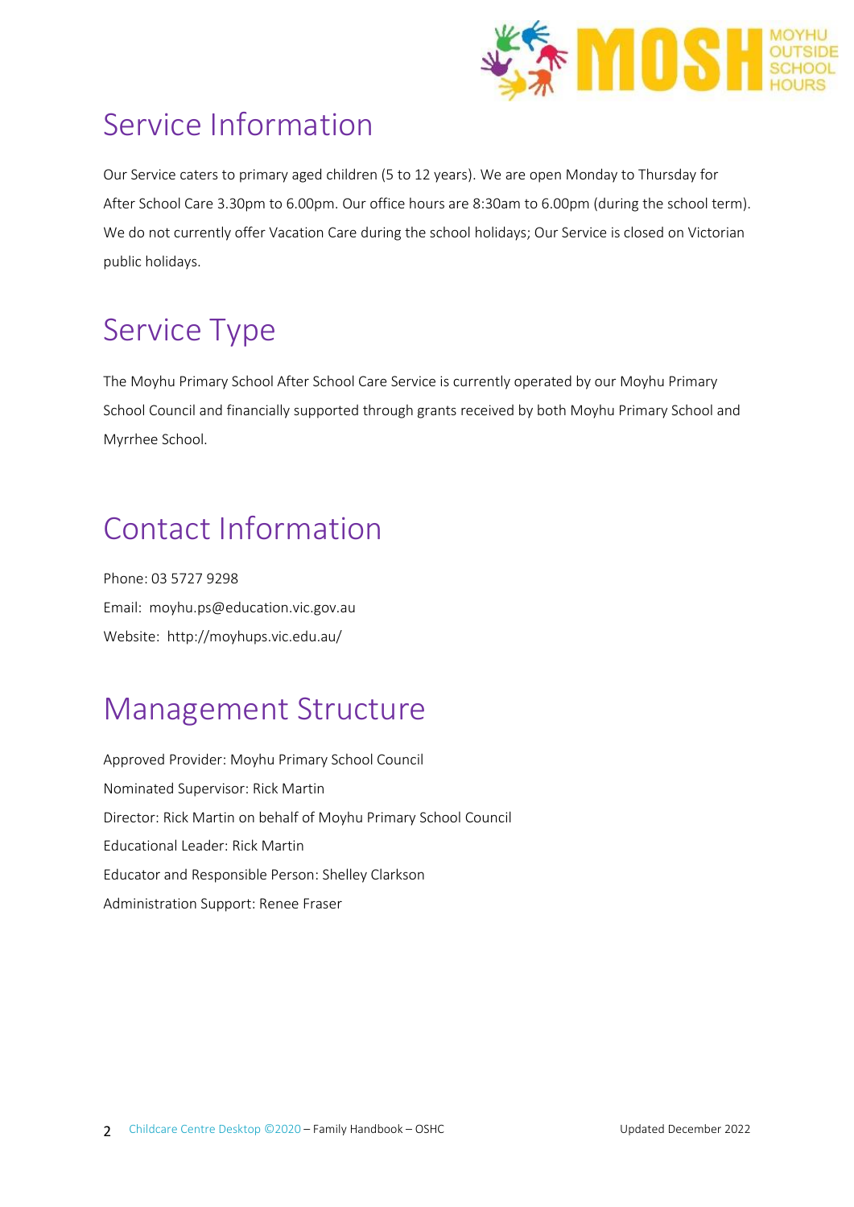## Service Information

Our Service caters to primary aged children (5 to 12 years). We are open Monday to Thursday for After School Care 3.30pm to 6.00pm. Our office hours are 8:30am to 6.00pm (during the school term). We do not currently offer Vacation Care during the school holidays; Our Service is closed on Victorian public holidays.

## Service Type

The Moyhu Primary School After School Care Service is currently operated by our Moyhu Primary School Council and financially supported through grants received by both Moyhu Primary School and Myrrhee School.

## Contact Information

Phone: 03 5727 9298

Email: moyhu.ps@education.vic.gov.au

Website: http://moyhups.vic.edu.au/

## Management Structure

Approved Provider: Moyhu Primary School Council

Nominated Supervisor: Rick Martin

Director: Rick Martin on behalf of Moyhu Primary School Council

Educational Leader: Rick Martin

Educator and Responsible Person: Shelley Clarkson

Administration Support: Renee Fraser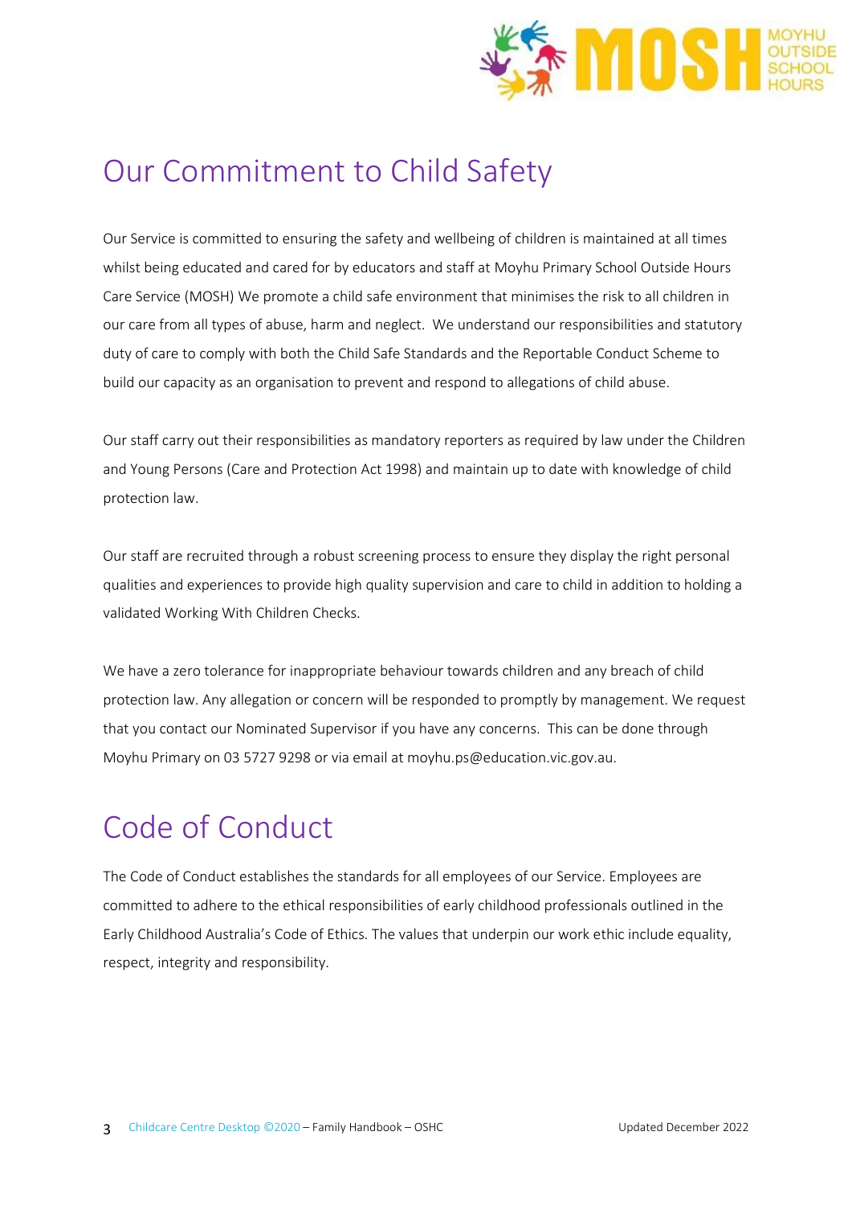# Our Commitment to Child Safety

Our Service is committed to ensuring the safety and wellbeing of children is maintained at all times whilst being educated and cared for by educators and staff at Moyhu Primary School Outside Hours Care Service (MOSH) We promote a child safe environment that minimises the risk to all children in our care from all types of abuse, harm and neglect. We understand our responsibilities and statutory duty of care to comply with both the Child Safe Standards and the Reportable Conduct Scheme to build our capacity as an organisation to prevent and respond to allegations of child abuse.

Our staff carry out their responsibilities as mandatory reporters as required by law under the Children and Young Persons (Care and Protection Act 1998) and maintain up to date with knowledge of child protection law.

Our staff are recruited through a robust screening process to ensure they display the right personal qualities and experiences to provide high quality supervision and care to child in addition to holding a validated Working With Children Checks.

We have a zero tolerance for inappropriate behaviour towards children and any breach of child protection law. Any allegation or concern will be responded to promptly by management. We request that you contact our Nominated Supervisor if you have any concerns. This can be done through Moyhu Primary on 03 5727 9298 or via email at moyhu.ps@education.vic.gov.au.

# Code of Conduct

The Code of Conduct establishes the standards for all employees of our Service. Employees are committed to adhere to the ethical responsibilities of early childhood professionals outlined in the Early Childhood Australia's Code of Ethics. The values that underpin our work ethic include equality, respect, integrity and responsibility.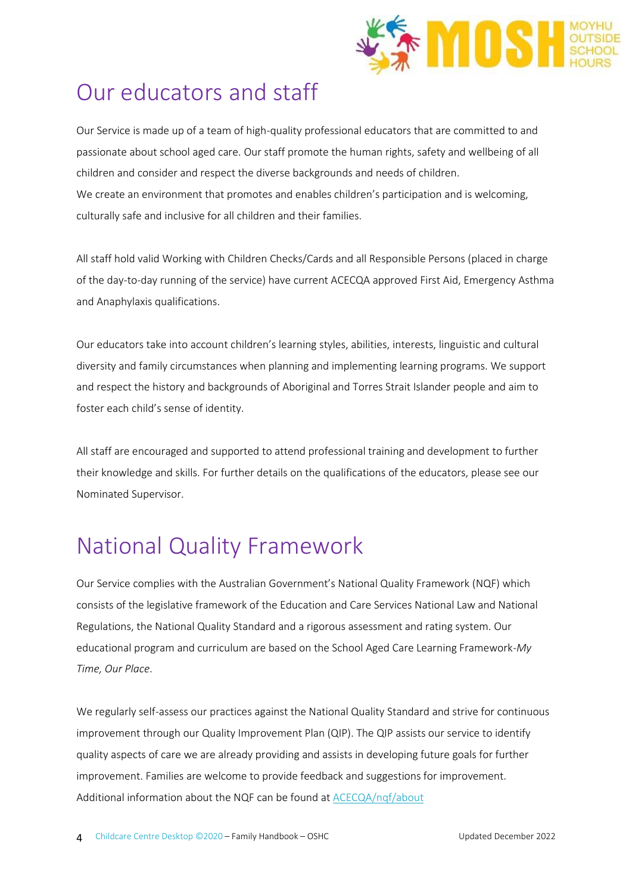# Our educators and staff

Our Service is made up of a team of high-quality professional educators that are committed to and passionate about school aged care. Our staff promote the human rights, safety and wellbeing of all children and consider and respect the diverse backgrounds and needs of children.
We create an environment that promotes and enables children's participation and is welcoming, culturally safe and inclusive for all children and their families.

All staff hold valid Working with Children Checks/Cards and all Responsible Persons (placed in charge of the day-to-day running of the service) have current ACECQA approved First Aid, Emergency Asthma and Anaphylaxis qualifications.

Our educators take into account children's learning styles, abilities, interests, linguistic and cultural diversity and family circumstances when planning and implementing learning programs. We support and respect the history and backgrounds of Aboriginal and Torres Strait Islander people and aim to foster each child's sense of identity.

All staff are encouraged and supported to attend professional training and development to further their knowledge and skills. For further details on the qualifications of the educators, please see our Nominated Supervisor.

# National Quality Framework

Our Service complies with the Australian Government's National Quality Framework (NQF) which consists of the legislative framework of the Education and Care Services National Law and National Regulations, the National Quality Standard and a rigorous assessment and rating system. Our educational program and curriculum are based on the School Aged Care Learning Framework-*My Time, Our Place*.

We regularly self-assess our practices against the National Quality Standard and strive for continuous improvement through our Quality Improvement Plan (QIP). The QIP assists our service to identify quality aspects of care we are already providing and assists in developing future goals for further improvement. Families are welcome to provide feedback and suggestions for improvement.
Additional information about the NQF can be found at ACECQA/nqf/about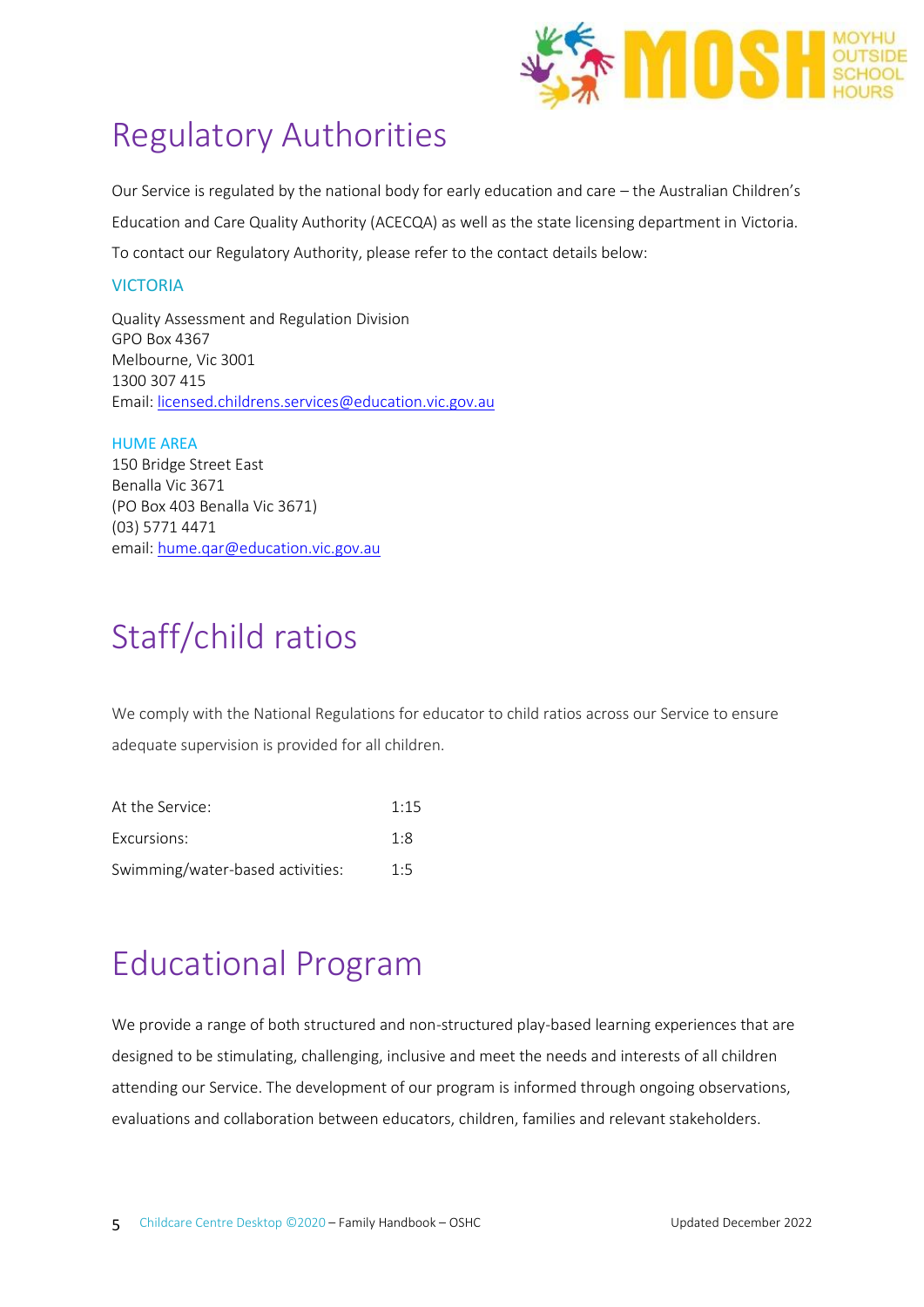# Regulatory Authorities

Our Service is regulated by the national body for early education and care – the Australian Children's Education and Care Quality Authority (ACECQA) as well as the state licensing department in Victoria.

To contact our Regulatory Authority, please refer to the contact details below:

### VICTORIA

Quality Assessment and Regulation Division
GPO Box 4367
Melbourne, Vic 3001
1300 307 415
Email: licensed.childrens.services@education.vic.gov.au

### HUME AREA

150 Bridge Street East
Benalla Vic 3671
(PO Box 403 Benalla Vic 3671)
(03) 5771 4471
email: hume.qar@education.vic.gov.au

# Staff/child ratios

We comply with the National Regulations for educator to child ratios across our Service to ensure adequate supervision is provided for all children.

| | |
|---|---|
| At the Service: | 1:15 |
| Excursions: | 1:8 |
| Swimming/water-based activities: | 1:5 |

# Educational Program

We provide a range of both structured and non-structured play-based learning experiences that are designed to be stimulating, challenging, inclusive and meet the needs and interests of all children attending our Service. The development of our program is informed through ongoing observations, evaluations and collaboration between educators, children, families and relevant stakeholders.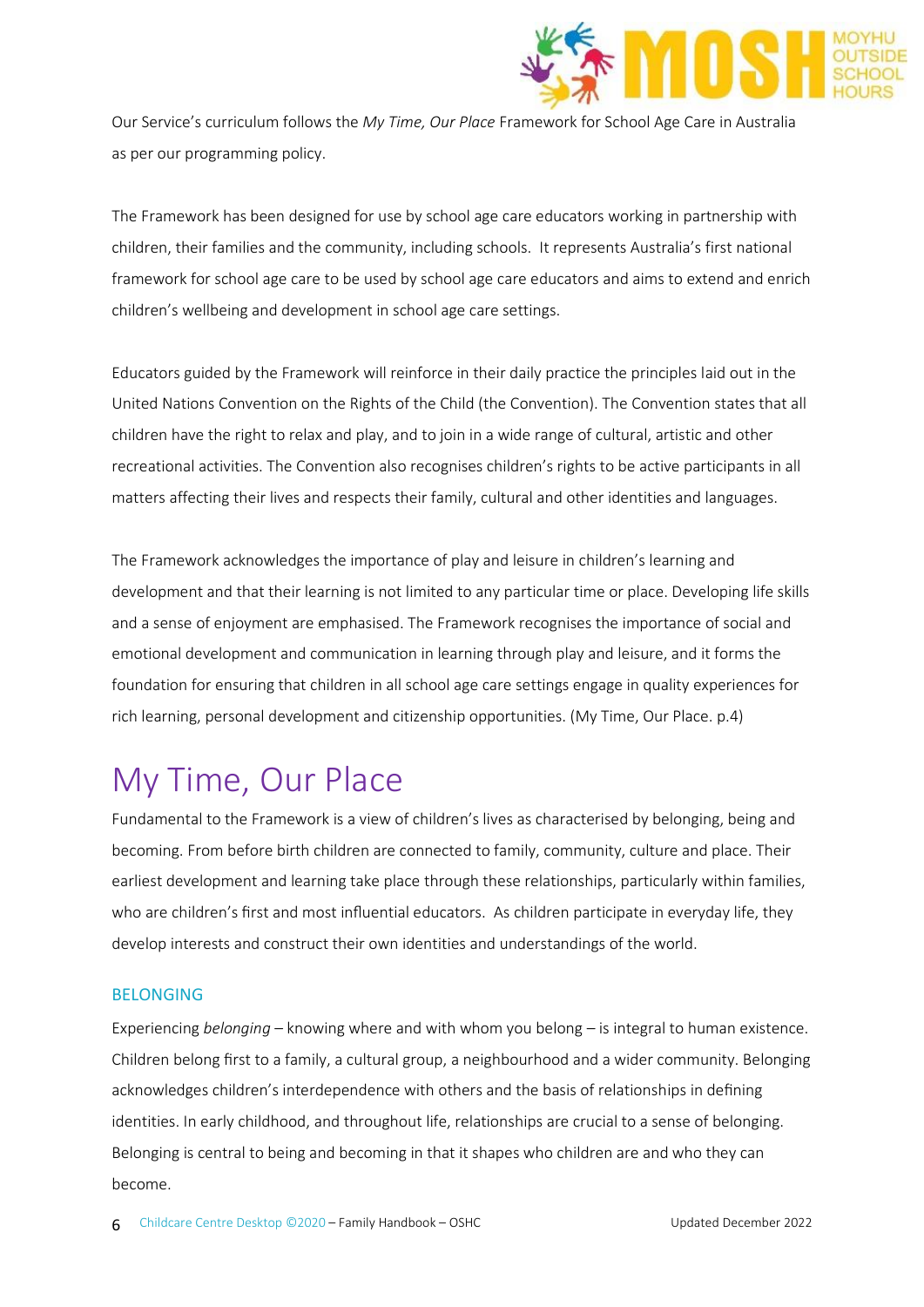Our Service's curriculum follows the *My Time, Our Place* Framework for School Age Care in Australia as per our programming policy.

The Framework has been designed for use by school age care educators working in partnership with children, their families and the community, including schools. It represents Australia's first national framework for school age care to be used by school age care educators and aims to extend and enrich children's wellbeing and development in school age care settings.

Educators guided by the Framework will reinforce in their daily practice the principles laid out in the United Nations Convention on the Rights of the Child (the Convention). The Convention states that all children have the right to relax and play, and to join in a wide range of cultural, artistic and other recreational activities. The Convention also recognises children's rights to be active participants in all matters affecting their lives and respects their family, cultural and other identities and languages.

The Framework acknowledges the importance of play and leisure in children's learning and development and that their learning is not limited to any particular time or place. Developing life skills and a sense of enjoyment are emphasised. The Framework recognises the importance of social and emotional development and communication in learning through play and leisure, and it forms the foundation for ensuring that children in all school age care settings engage in quality experiences for rich learning, personal development and citizenship opportunities. (My Time, Our Place. p.4)

# My Time, Our Place

Fundamental to the Framework is a view of children's lives as characterised by belonging, being and becoming. From before birth children are connected to family, community, culture and place. Their earliest development and learning take place through these relationships, particularly within families, who are children's first and most influential educators. As children participate in everyday life, they develop interests and construct their own identities and understandings of the world.

### BELONGING

Experiencing *belonging* – knowing where and with whom you belong – is integral to human existence. Children belong first to a family, a cultural group, a neighbourhood and a wider community. Belonging acknowledges children's interdependence with others and the basis of relationships in defining identities. In early childhood, and throughout life, relationships are crucial to a sense of belonging. Belonging is central to being and becoming in that it shapes who children are and who they can become.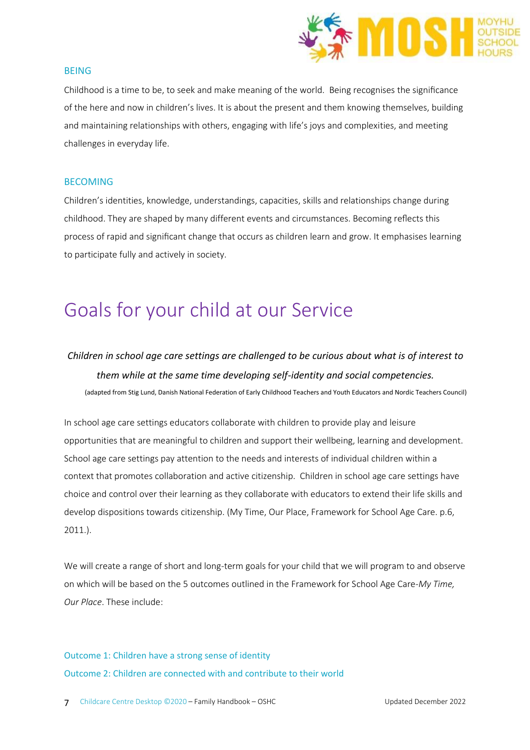### BEING

Childhood is a time to be, to seek and make meaning of the world. Being recognises the significance of the here and now in children's lives. It is about the present and them knowing themselves, building and maintaining relationships with others, engaging with life's joys and complexities, and meeting challenges in everyday life.

### BECOMING

Children's identities, knowledge, understandings, capacities, skills and relationships change during childhood. They are shaped by many different events and circumstances. Becoming reflects this process of rapid and significant change that occurs as children learn and grow. It emphasises learning to participate fully and actively in society.

# Goals for your child at our Service

*Children in school age care settings are challenged to be curious about what is of interest to them while at the same time developing self-identity and social competencies.*

(adapted from Stig Lund, Danish National Federation of Early Childhood Teachers and Youth Educators and Nordic Teachers Council)

In school age care settings educators collaborate with children to provide play and leisure opportunities that are meaningful to children and support their wellbeing, learning and development. School age care settings pay attention to the needs and interests of individual children within a context that promotes collaboration and active citizenship. Children in school age care settings have choice and control over their learning as they collaborate with educators to extend their life skills and develop dispositions towards citizenship. (My Time, Our Place, Framework for School Age Care. p.6, 2011.).

We will create a range of short and long-term goals for your child that we will program to and observe on which will be based on the 5 outcomes outlined in the Framework for School Age Care-*My Time, Our Place*. These include:

Outcome 1: Children have a strong sense of identity
Outcome 2: Children are connected with and contribute to their world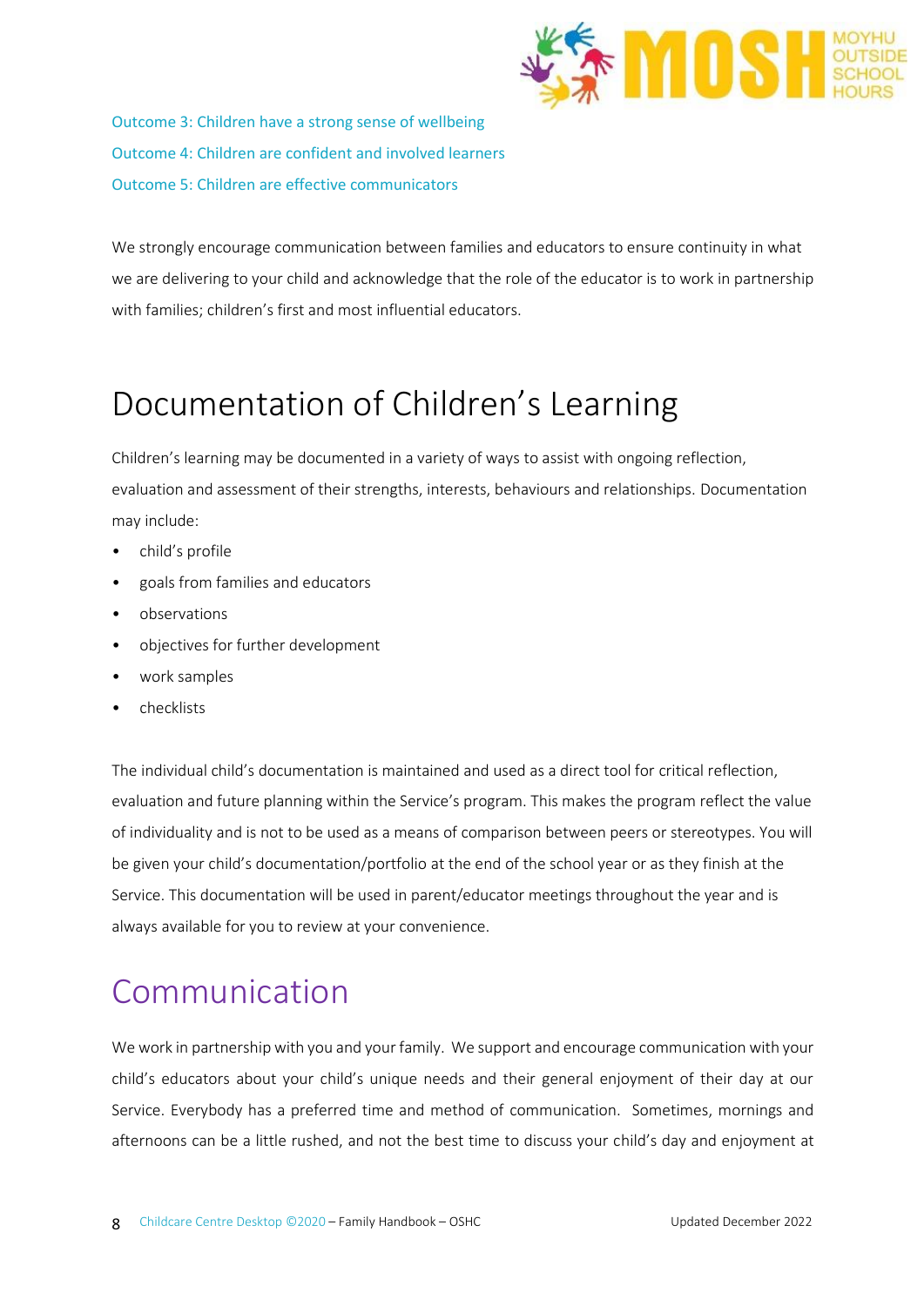Outcome 3: Children have a strong sense of wellbeing

Outcome 4: Children are confident and involved learners

Outcome 5: Children are effective communicators

We strongly encourage communication between families and educators to ensure continuity in what we are delivering to your child and acknowledge that the role of the educator is to work in partnership with families; children's first and most influential educators.

# Documentation of Children's Learning

Children's learning may be documented in a variety of ways to assist with ongoing reflection, evaluation and assessment of their strengths, interests, behaviours and relationships. Documentation may include:

- child's profile
- goals from families and educators
- observations
- objectives for further development
- work samples
- checklists

The individual child's documentation is maintained and used as a direct tool for critical reflection, evaluation and future planning within the Service's program. This makes the program reflect the value of individuality and is not to be used as a means of comparison between peers or stereotypes. You will be given your child's documentation/portfolio at the end of the school year or as they finish at the Service. This documentation will be used in parent/educator meetings throughout the year and is always available for you to review at your convenience.

# Communication

We work in partnership with you and your family. We support and encourage communication with your child's educators about your child's unique needs and their general enjoyment of their day at our Service. Everybody has a preferred time and method of communication. Sometimes, mornings and afternoons can be a little rushed, and not the best time to discuss your child's day and enjoyment at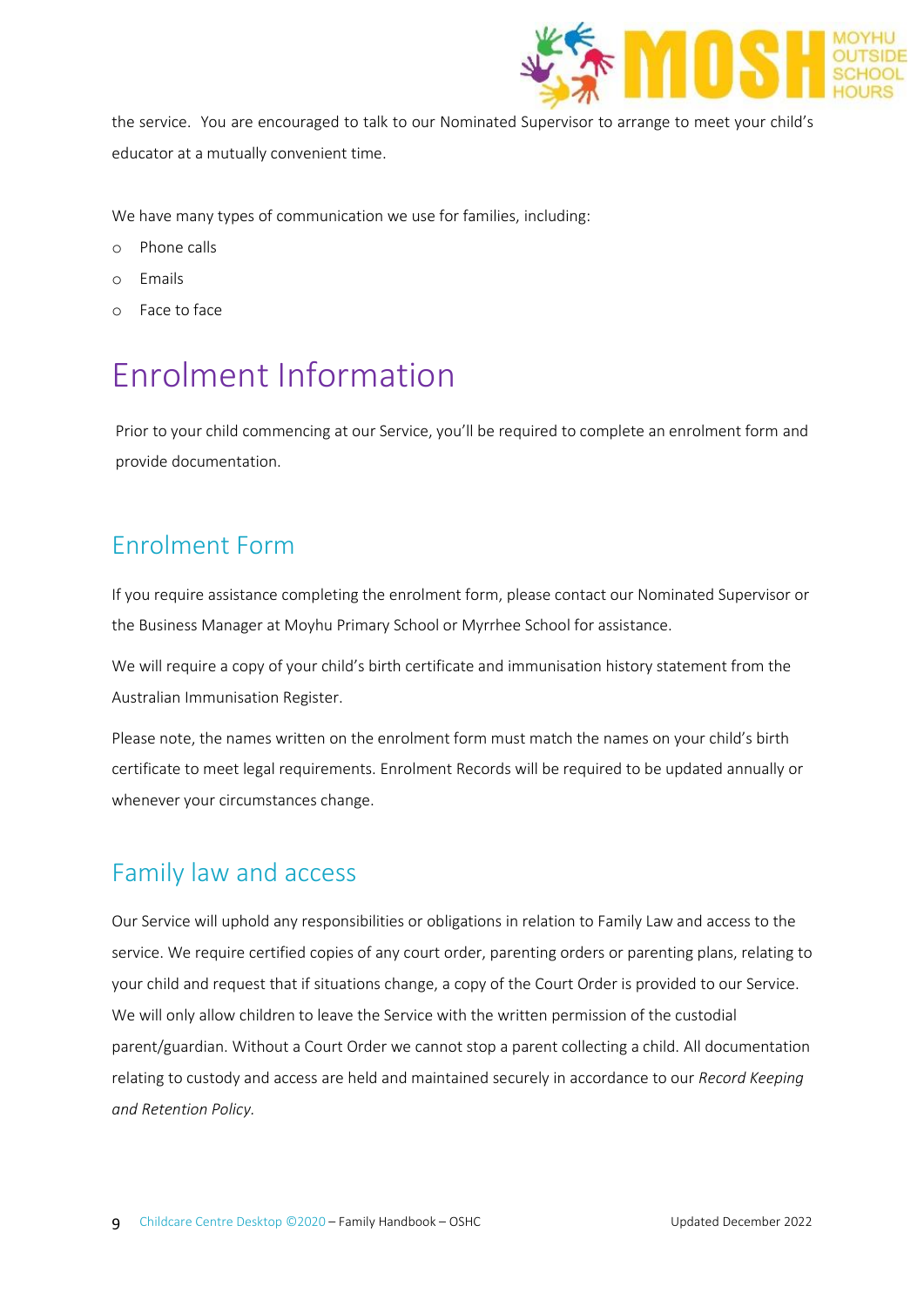the service. You are encouraged to talk to our Nominated Supervisor to arrange to meet your child's educator at a mutually convenient time.

We have many types of communication we use for families, including:

- Phone calls
- Emails
- Face to face

# Enrolment Information

Prior to your child commencing at our Service, you'll be required to complete an enrolment form and provide documentation.

## Enrolment Form

If you require assistance completing the enrolment form, please contact our Nominated Supervisor or the Business Manager at Moyhu Primary School or Myrrhee School for assistance.

We will require a copy of your child's birth certificate and immunisation history statement from the Australian Immunisation Register.

Please note, the names written on the enrolment form must match the names on your child's birth certificate to meet legal requirements. Enrolment Records will be required to be updated annually or whenever your circumstances change.

## Family law and access

Our Service will uphold any responsibilities or obligations in relation to Family Law and access to the service. We require certified copies of any court order, parenting orders or parenting plans, relating to your child and request that if situations change, a copy of the Court Order is provided to our Service. We will only allow children to leave the Service with the written permission of the custodial parent/guardian. Without a Court Order we cannot stop a parent collecting a child. All documentation relating to custody and access are held and maintained securely in accordance to our *Record Keeping and Retention Policy.*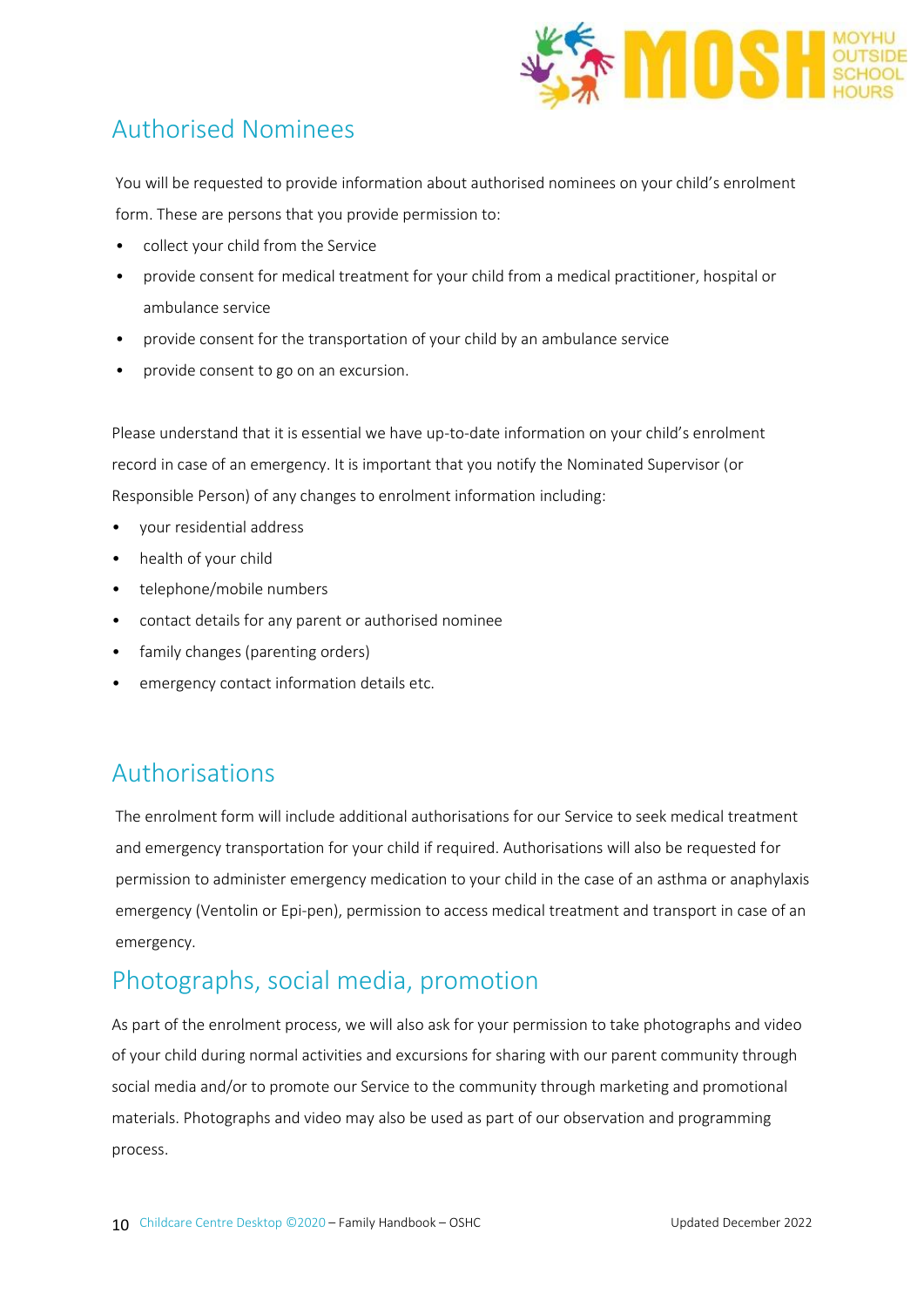## Authorised Nominees

You will be requested to provide information about authorised nominees on your child's enrolment form. These are persons that you provide permission to:

- collect your child from the Service
- provide consent for medical treatment for your child from a medical practitioner, hospital or ambulance service
- provide consent for the transportation of your child by an ambulance service
- provide consent to go on an excursion.

Please understand that it is essential we have up-to-date information on your child's enrolment record in case of an emergency. It is important that you notify the Nominated Supervisor (or Responsible Person) of any changes to enrolment information including:

- your residential address
- health of your child
- telephone/mobile numbers
- contact details for any parent or authorised nominee
- family changes (parenting orders)
- emergency contact information details etc.

## Authorisations

The enrolment form will include additional authorisations for our Service to seek medical treatment and emergency transportation for your child if required. Authorisations will also be requested for permission to administer emergency medication to your child in the case of an asthma or anaphylaxis emergency (Ventolin or Epi-pen), permission to access medical treatment and transport in case of an emergency.

## Photographs, social media, promotion

As part of the enrolment process, we will also ask for your permission to take photographs and video of your child during normal activities and excursions for sharing with our parent community through social media and/or to promote our Service to the community through marketing and promotional materials. Photographs and video may also be used as part of our observation and programming process.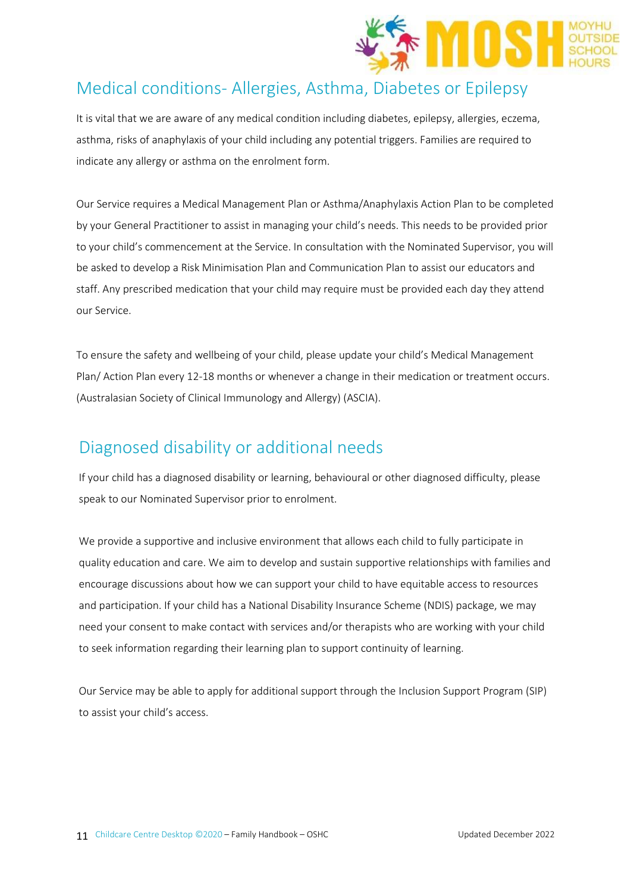## Medical conditions- Allergies, Asthma, Diabetes or Epilepsy

It is vital that we are aware of any medical condition including diabetes, epilepsy, allergies, eczema, asthma, risks of anaphylaxis of your child including any potential triggers. Families are required to indicate any allergy or asthma on the enrolment form.

Our Service requires a Medical Management Plan or Asthma/Anaphylaxis Action Plan to be completed by your General Practitioner to assist in managing your child's needs. This needs to be provided prior to your child's commencement at the Service. In consultation with the Nominated Supervisor, you will be asked to develop a Risk Minimisation Plan and Communication Plan to assist our educators and staff. Any prescribed medication that your child may require must be provided each day they attend our Service.

To ensure the safety and wellbeing of your child, please update your child's Medical Management Plan/ Action Plan every 12-18 months or whenever a change in their medication or treatment occurs. (Australasian Society of Clinical Immunology and Allergy) (ASCIA).

## Diagnosed disability or additional needs

If your child has a diagnosed disability or learning, behavioural or other diagnosed difficulty, please speak to our Nominated Supervisor prior to enrolment.

We provide a supportive and inclusive environment that allows each child to fully participate in quality education and care. We aim to develop and sustain supportive relationships with families and encourage discussions about how we can support your child to have equitable access to resources and participation. If your child has a National Disability Insurance Scheme (NDIS) package, we may need your consent to make contact with services and/or therapists who are working with your child to seek information regarding their learning plan to support continuity of learning.

Our Service may be able to apply for additional support through the Inclusion Support Program (SIP) to assist your child's access.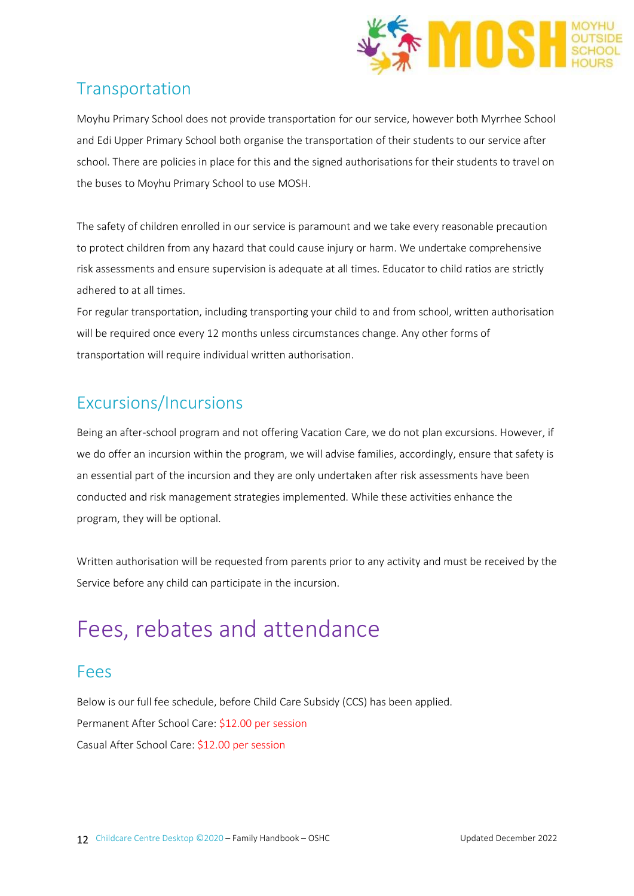## Transportation

Moyhu Primary School does not provide transportation for our service, however both Myrrhee School and Edi Upper Primary School both organise the transportation of their students to our service after school. There are policies in place for this and the signed authorisations for their students to travel on the buses to Moyhu Primary School to use MOSH.

The safety of children enrolled in our service is paramount and we take every reasonable precaution to protect children from any hazard that could cause injury or harm. We undertake comprehensive risk assessments and ensure supervision is adequate at all times. Educator to child ratios are strictly adhered to at all times.

For regular transportation, including transporting your child to and from school, written authorisation will be required once every 12 months unless circumstances change. Any other forms of transportation will require individual written authorisation.

## Excursions/Incursions

Being an after-school program and not offering Vacation Care, we do not plan excursions. However, if we do offer an incursion within the program, we will advise families, accordingly, ensure that safety is an essential part of the incursion and they are only undertaken after risk assessments have been conducted and risk management strategies implemented. While these activities enhance the program, they will be optional.

Written authorisation will be requested from parents prior to any activity and must be received by the Service before any child can participate in the incursion.

# Fees, rebates and attendance

## Fees

Below is our full fee schedule, before Child Care Subsidy (CCS) has been applied.

Permanent After School Care: $12.00 per session

Casual After School Care: $12.00 per session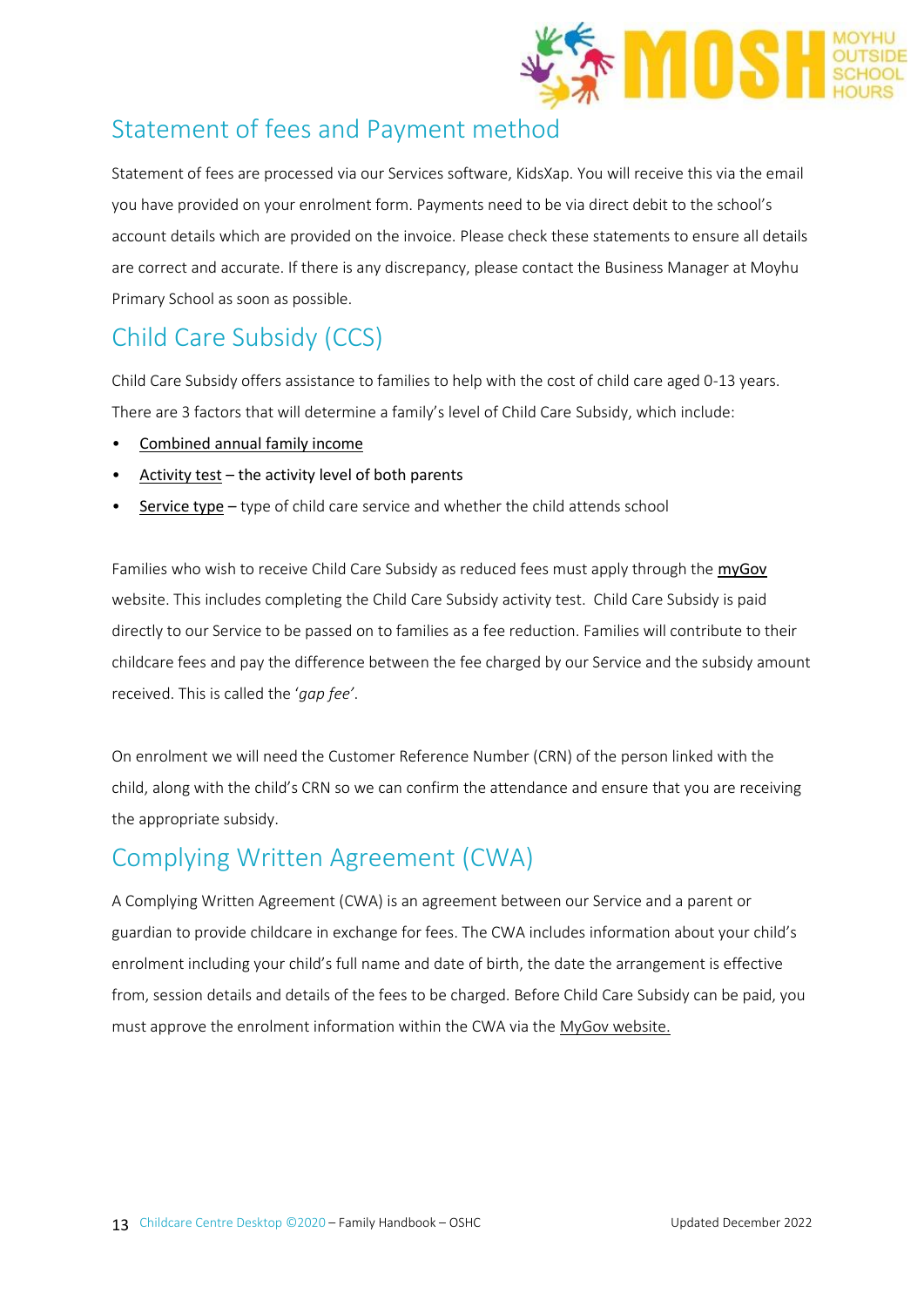## Statement of fees and Payment method

Statement of fees are processed via our Services software, KidsXap. You will receive this via the email you have provided on your enrolment form. Payments need to be via direct debit to the school's account details which are provided on the invoice. Please check these statements to ensure all details are correct and accurate. If there is any discrepancy, please contact the Business Manager at Moyhu Primary School as soon as possible.

## Child Care Subsidy (CCS)

Child Care Subsidy offers assistance to families to help with the cost of child care aged 0-13 years. There are 3 factors that will determine a family's level of Child Care Subsidy, which include:

- Combined annual family income
- Activity test – the activity level of both parents
- Service type – type of child care service and whether the child attends school

Families who wish to receive Child Care Subsidy as reduced fees must apply through the myGov website. This includes completing the Child Care Subsidy activity test. Child Care Subsidy is paid directly to our Service to be passed on to families as a fee reduction. Families will contribute to their childcare fees and pay the difference between the fee charged by our Service and the subsidy amount received. This is called the '*gap fee*'.

On enrolment we will need the Customer Reference Number (CRN) of the person linked with the child, along with the child's CRN so we can confirm the attendance and ensure that you are receiving the appropriate subsidy.

## Complying Written Agreement (CWA)

A Complying Written Agreement (CWA) is an agreement between our Service and a parent or guardian to provide childcare in exchange for fees. The CWA includes information about your child's enrolment including your child's full name and date of birth, the date the arrangement is effective from, session details and details of the fees to be charged. Before Child Care Subsidy can be paid, you must approve the enrolment information within the CWA via the MyGov website.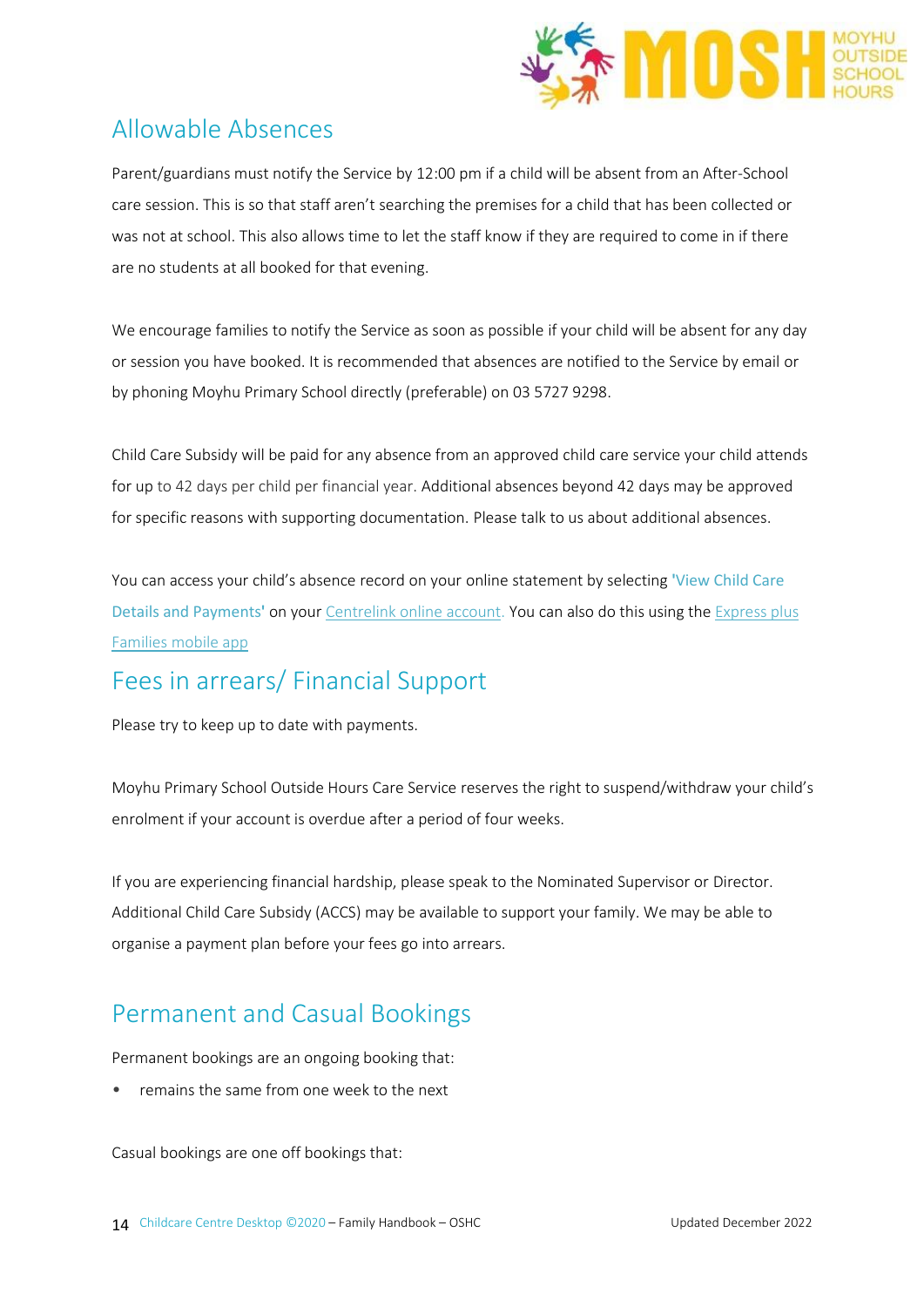## Allowable Absences

Parent/guardians must notify the Service by 12:00 pm if a child will be absent from an After-School care session. This is so that staff aren't searching the premises for a child that has been collected or was not at school. This also allows time to let the staff know if they are required to come in if there are no students at all booked for that evening.

We encourage families to notify the Service as soon as possible if your child will be absent for any day or session you have booked. It is recommended that absences are notified to the Service by email or by phoning Moyhu Primary School directly (preferable) on 03 5727 9298.

Child Care Subsidy will be paid for any absence from an approved child care service your child attends for up to 42 days per child per financial year. Additional absences beyond 42 days may be approved for specific reasons with supporting documentation. Please talk to us about additional absences.

You can access your child's absence record on your online statement by selecting 'View Child Care Details and Payments' on your Centrelink online account. You can also do this using the Express plus Families mobile app

## Fees in arrears/ Financial Support

Please try to keep up to date with payments.

Moyhu Primary School Outside Hours Care Service reserves the right to suspend/withdraw your child's enrolment if your account is overdue after a period of four weeks.

If you are experiencing financial hardship, please speak to the Nominated Supervisor or Director. Additional Child Care Subsidy (ACCS) may be available to support your family. We may be able to organise a payment plan before your fees go into arrears.

## Permanent and Casual Bookings

Permanent bookings are an ongoing booking that:

- remains the same from one week to the next

Casual bookings are one off bookings that: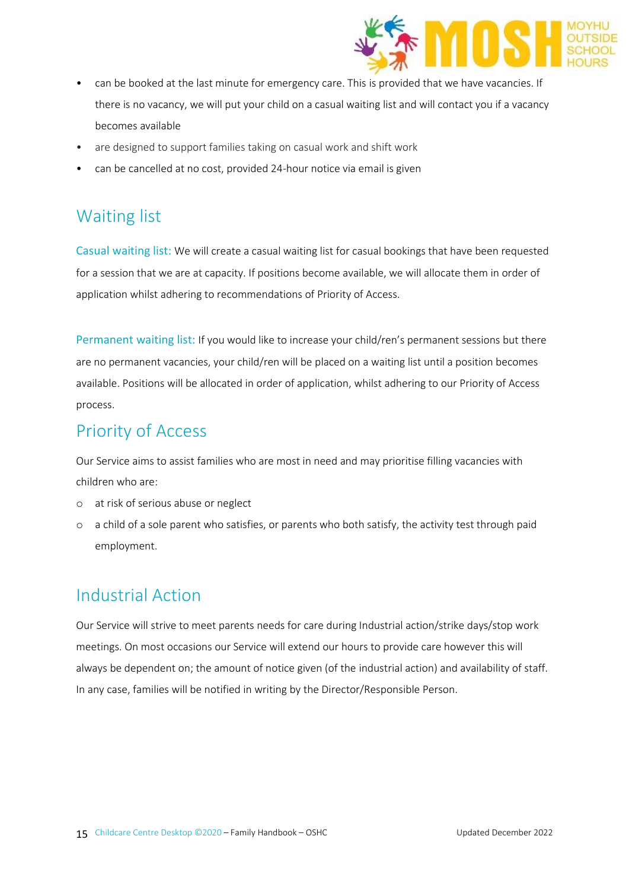- can be booked at the last minute for emergency care. This is provided that we have vacancies. If there is no vacancy, we will put your child on a casual waiting list and will contact you if a vacancy becomes available
- are designed to support families taking on casual work and shift work
- can be cancelled at no cost, provided 24-hour notice via email is given

## Waiting list

Casual waiting list: We will create a casual waiting list for casual bookings that have been requested for a session that we are at capacity. If positions become available, we will allocate them in order of application whilst adhering to recommendations of Priority of Access.

Permanent waiting list: If you would like to increase your child/ren's permanent sessions but there are no permanent vacancies, your child/ren will be placed on a waiting list until a position becomes available. Positions will be allocated in order of application, whilst adhering to our Priority of Access process.

## Priority of Access

Our Service aims to assist families who are most in need and may prioritise filling vacancies with children who are:

- at risk of serious abuse or neglect
- a child of a sole parent who satisfies, or parents who both satisfy, the activity test through paid employment.

## Industrial Action

Our Service will strive to meet parents needs for care during Industrial action/strike days/stop work meetings. On most occasions our Service will extend our hours to provide care however this will always be dependent on; the amount of notice given (of the industrial action) and availability of staff. In any case, families will be notified in writing by the Director/Responsible Person.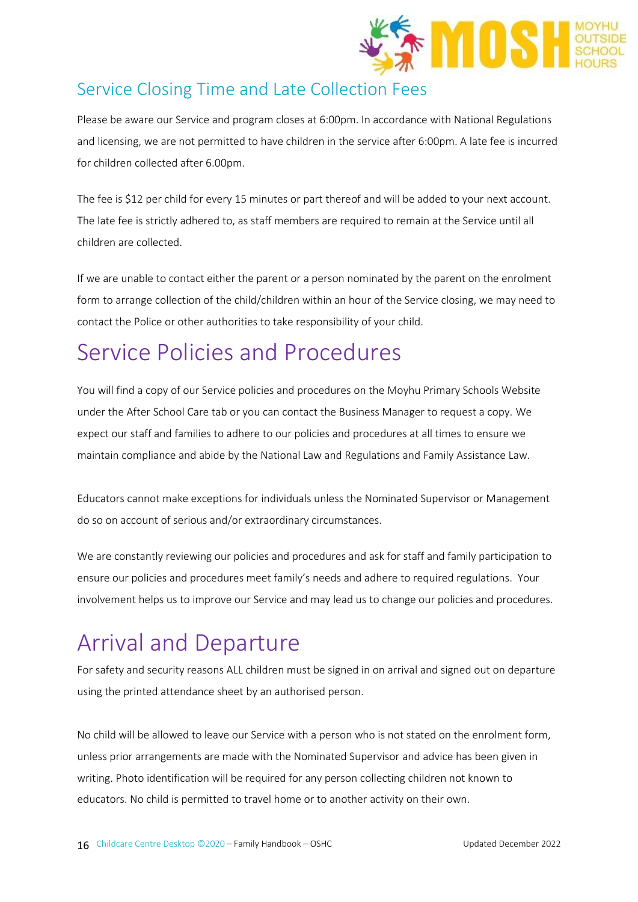## Service Closing Time and Late Collection Fees

Please be aware our Service and program closes at 6:00pm. In accordance with National Regulations and licensing, we are not permitted to have children in the service after 6:00pm. A late fee is incurred for children collected after 6.00pm.

The fee is $12 per child for every 15 minutes or part thereof and will be added to your next account. The late fee is strictly adhered to, as staff members are required to remain at the Service until all children are collected.

If we are unable to contact either the parent or a person nominated by the parent on the enrolment form to arrange collection of the child/children within an hour of the Service closing, we may need to contact the Police or other authorities to take responsibility of your child.

# Service Policies and Procedures

You will find a copy of our Service policies and procedures on the Moyhu Primary Schools Website under the After School Care tab or you can contact the Business Manager to request a copy. We expect our staff and families to adhere to our policies and procedures at all times to ensure we maintain compliance and abide by the National Law and Regulations and Family Assistance Law.

Educators cannot make exceptions for individuals unless the Nominated Supervisor or Management do so on account of serious and/or extraordinary circumstances.

We are constantly reviewing our policies and procedures and ask for staff and family participation to ensure our policies and procedures meet family's needs and adhere to required regulations. Your involvement helps us to improve our Service and may lead us to change our policies and procedures.

# Arrival and Departure

For safety and security reasons ALL children must be signed in on arrival and signed out on departure using the printed attendance sheet by an authorised person.

No child will be allowed to leave our Service with a person who is not stated on the enrolment form, unless prior arrangements are made with the Nominated Supervisor and advice has been given in writing. Photo identification will be required for any person collecting children not known to educators. No child is permitted to travel home or to another activity on their own.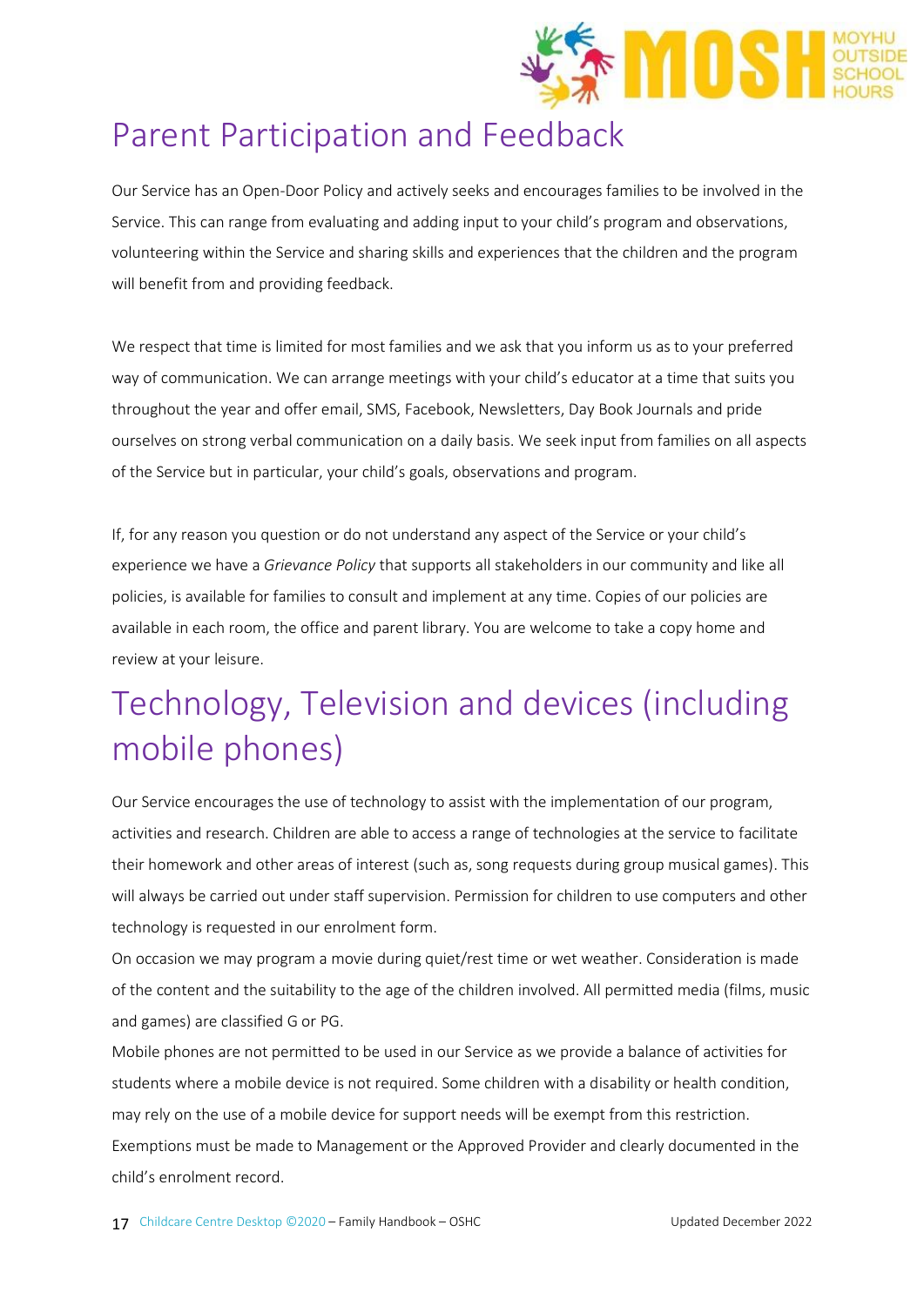# Parent Participation and Feedback

Our Service has an Open-Door Policy and actively seeks and encourages families to be involved in the Service. This can range from evaluating and adding input to your child's program and observations, volunteering within the Service and sharing skills and experiences that the children and the program will benefit from and providing feedback.

We respect that time is limited for most families and we ask that you inform us as to your preferred way of communication. We can arrange meetings with your child's educator at a time that suits you throughout the year and offer email, SMS, Facebook, Newsletters, Day Book Journals and pride ourselves on strong verbal communication on a daily basis. We seek input from families on all aspects of the Service but in particular, your child's goals, observations and program.

If, for any reason you question or do not understand any aspect of the Service or your child's experience we have a *Grievance Policy* that supports all stakeholders in our community and like all policies, is available for families to consult and implement at any time. Copies of our policies are available in each room, the office and parent library. You are welcome to take a copy home and review at your leisure.

# Technology, Television and devices (including mobile phones)

Our Service encourages the use of technology to assist with the implementation of our program, activities and research. Children are able to access a range of technologies at the service to facilitate their homework and other areas of interest (such as, song requests during group musical games). This will always be carried out under staff supervision. Permission for children to use computers and other technology is requested in our enrolment form.

On occasion we may program a movie during quiet/rest time or wet weather. Consideration is made of the content and the suitability to the age of the children involved. All permitted media (films, music and games) are classified G or PG.

Mobile phones are not permitted to be used in our Service as we provide a balance of activities for students where a mobile device is not required. Some children with a disability or health condition, may rely on the use of a mobile device for support needs will be exempt from this restriction. Exemptions must be made to Management or the Approved Provider and clearly documented in the child's enrolment record.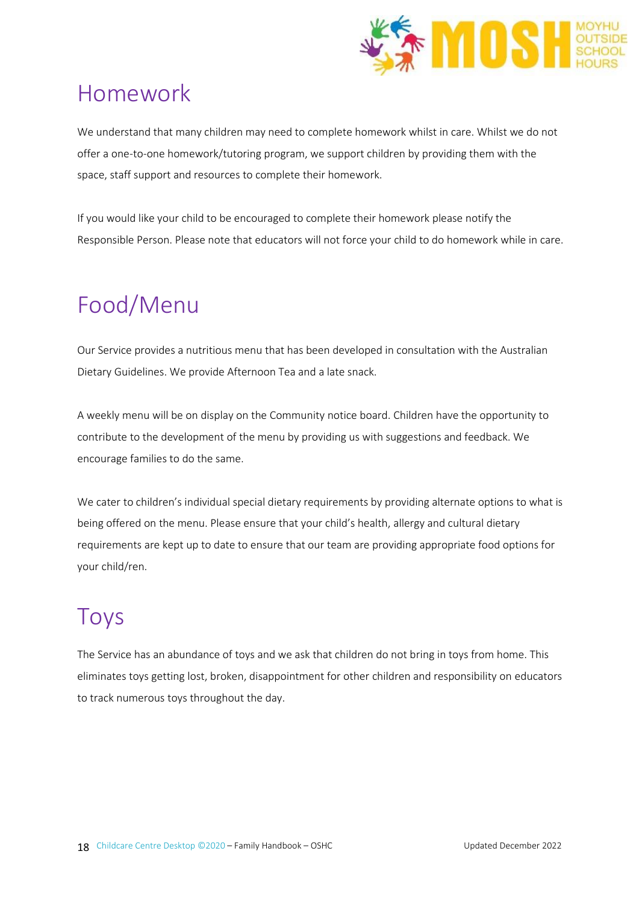# Homework

We understand that many children may need to complete homework whilst in care. Whilst we do not offer a one-to-one homework/tutoring program, we support children by providing them with the space, staff support and resources to complete their homework.

If you would like your child to be encouraged to complete their homework please notify the Responsible Person. Please note that educators will not force your child to do homework while in care.

# Food/Menu

Our Service provides a nutritious menu that has been developed in consultation with the Australian Dietary Guidelines. We provide Afternoon Tea and a late snack.

A weekly menu will be on display on the Community notice board. Children have the opportunity to contribute to the development of the menu by providing us with suggestions and feedback. We encourage families to do the same.

We cater to children's individual special dietary requirements by providing alternate options to what is being offered on the menu. Please ensure that your child's health, allergy and cultural dietary requirements are kept up to date to ensure that our team are providing appropriate food options for your child/ren.

# Toys

The Service has an abundance of toys and we ask that children do not bring in toys from home. This eliminates toys getting lost, broken, disappointment for other children and responsibility on educators to track numerous toys throughout the day.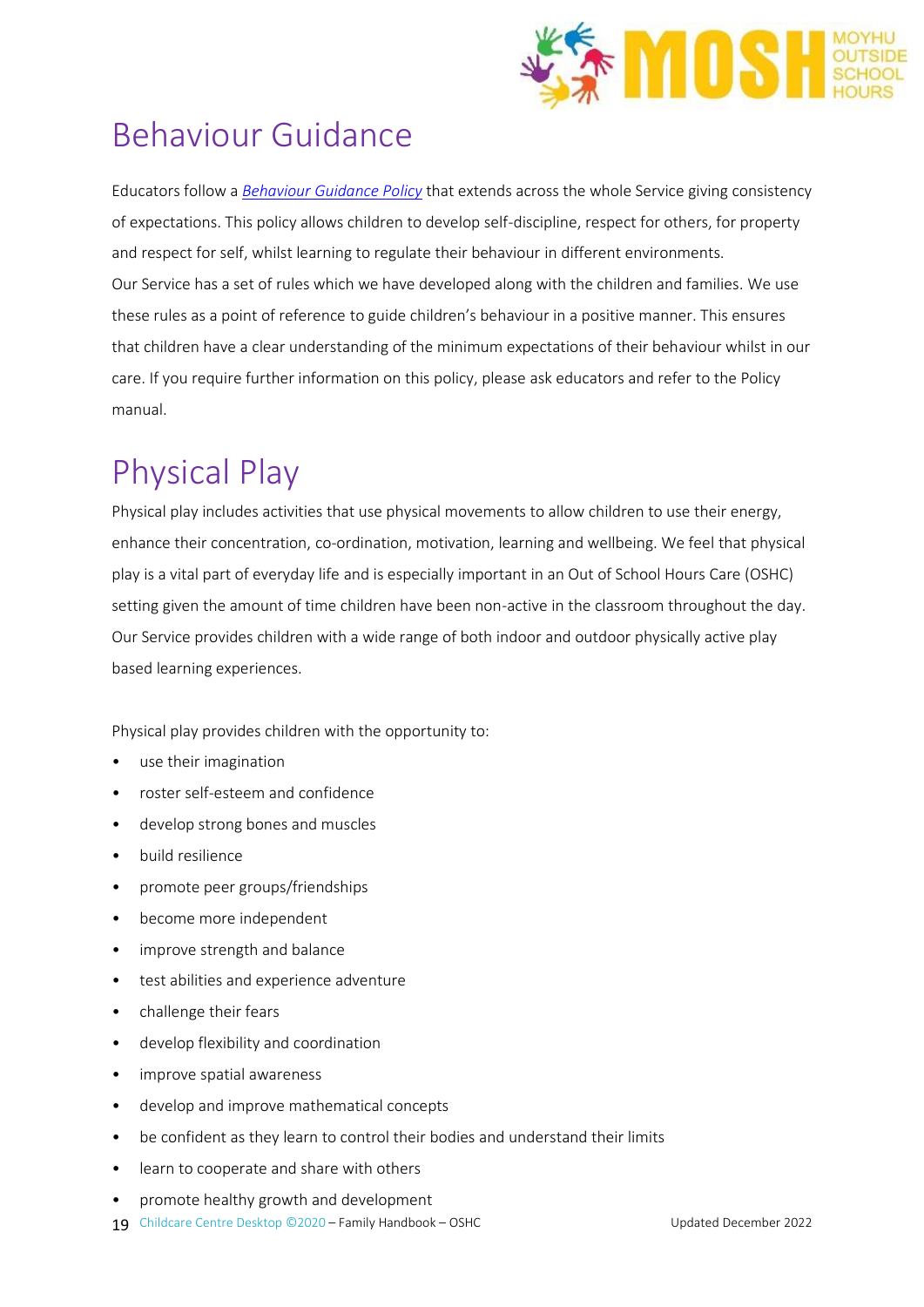# Behaviour Guidance

Educators follow a *Behaviour Guidance Policy* that extends across the whole Service giving consistency of expectations. This policy allows children to develop self-discipline, respect for others, for property and respect for self, whilst learning to regulate their behaviour in different environments.
Our Service has a set of rules which we have developed along with the children and families. We use these rules as a point of reference to guide children's behaviour in a positive manner. This ensures that children have a clear understanding of the minimum expectations of their behaviour whilst in our care. If you require further information on this policy, please ask educators and refer to the Policy manual.

# Physical Play

Physical play includes activities that use physical movements to allow children to use their energy, enhance their concentration, co-ordination, motivation, learning and wellbeing. We feel that physical play is a vital part of everyday life and is especially important in an Out of School Hours Care (OSHC) setting given the amount of time children have been non-active in the classroom throughout the day. Our Service provides children with a wide range of both indoor and outdoor physically active play based learning experiences.

Physical play provides children with the opportunity to:

- use their imagination
- roster self-esteem and confidence
- develop strong bones and muscles
- build resilience
- promote peer groups/friendships
- become more independent
- improve strength and balance
- test abilities and experience adventure
- challenge their fears
- develop flexibility and coordination
- improve spatial awareness
- develop and improve mathematical concepts
- be confident as they learn to control their bodies and understand their limits
- learn to cooperate and share with others
- promote healthy growth and development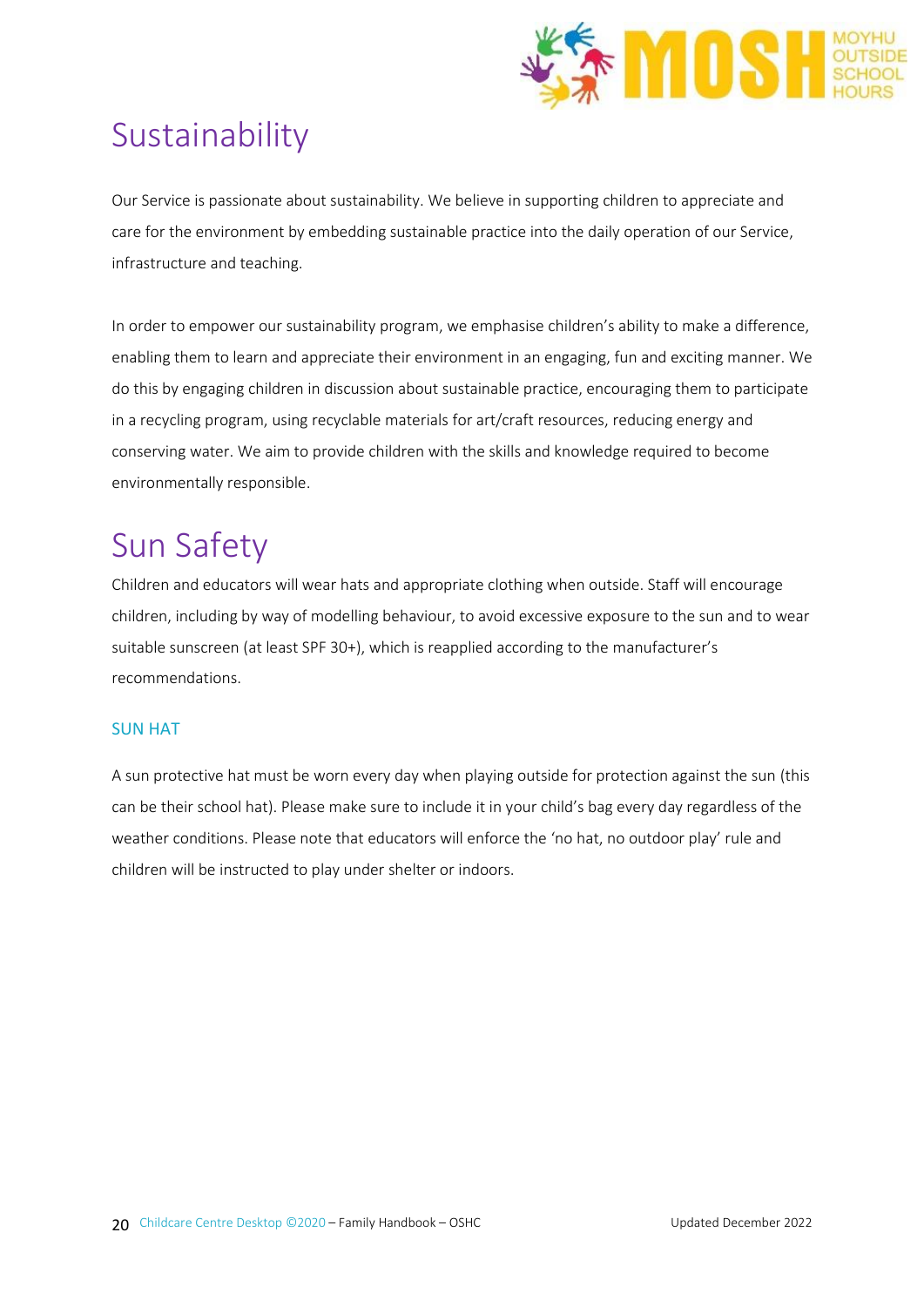# Sustainability

Our Service is passionate about sustainability. We believe in supporting children to appreciate and care for the environment by embedding sustainable practice into the daily operation of our Service, infrastructure and teaching.

In order to empower our sustainability program, we emphasise children's ability to make a difference, enabling them to learn and appreciate their environment in an engaging, fun and exciting manner. We do this by engaging children in discussion about sustainable practice, encouraging them to participate in a recycling program, using recyclable materials for art/craft resources, reducing energy and conserving water. We aim to provide children with the skills and knowledge required to become environmentally responsible.

# Sun Safety

Children and educators will wear hats and appropriate clothing when outside. Staff will encourage children, including by way of modelling behaviour, to avoid excessive exposure to the sun and to wear suitable sunscreen (at least SPF 30+), which is reapplied according to the manufacturer's recommendations.

### SUN HAT

A sun protective hat must be worn every day when playing outside for protection against the sun (this can be their school hat). Please make sure to include it in your child's bag every day regardless of the weather conditions. Please note that educators will enforce the 'no hat, no outdoor play' rule and children will be instructed to play under shelter or indoors.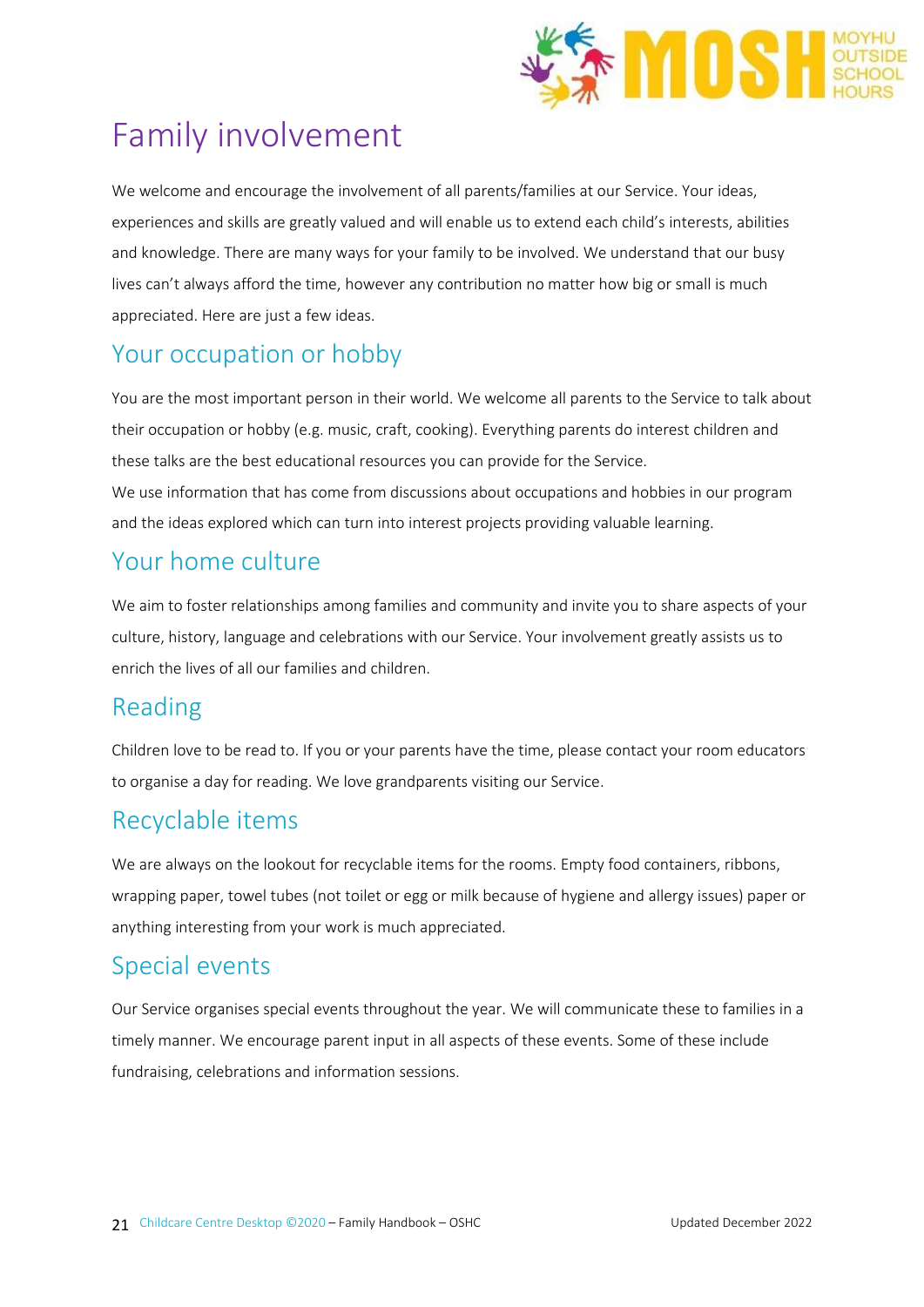# Family involvement

We welcome and encourage the involvement of all parents/families at our Service. Your ideas, experiences and skills are greatly valued and will enable us to extend each child's interests, abilities and knowledge. There are many ways for your family to be involved. We understand that our busy lives can't always afford the time, however any contribution no matter how big or small is much appreciated. Here are just a few ideas.

## Your occupation or hobby

You are the most important person in their world. We welcome all parents to the Service to talk about their occupation or hobby (e.g. music, craft, cooking). Everything parents do interest children and these talks are the best educational resources you can provide for the Service.

We use information that has come from discussions about occupations and hobbies in our program and the ideas explored which can turn into interest projects providing valuable learning.

## Your home culture

We aim to foster relationships among families and community and invite you to share aspects of your culture, history, language and celebrations with our Service. Your involvement greatly assists us to enrich the lives of all our families and children.

## Reading

Children love to be read to. If you or your parents have the time, please contact your room educators to organise a day for reading. We love grandparents visiting our Service.

## Recyclable items

We are always on the lookout for recyclable items for the rooms. Empty food containers, ribbons, wrapping paper, towel tubes (not toilet or egg or milk because of hygiene and allergy issues) paper or anything interesting from your work is much appreciated.

## Special events

Our Service organises special events throughout the year. We will communicate these to families in a timely manner. We encourage parent input in all aspects of these events. Some of these include fundraising, celebrations and information sessions.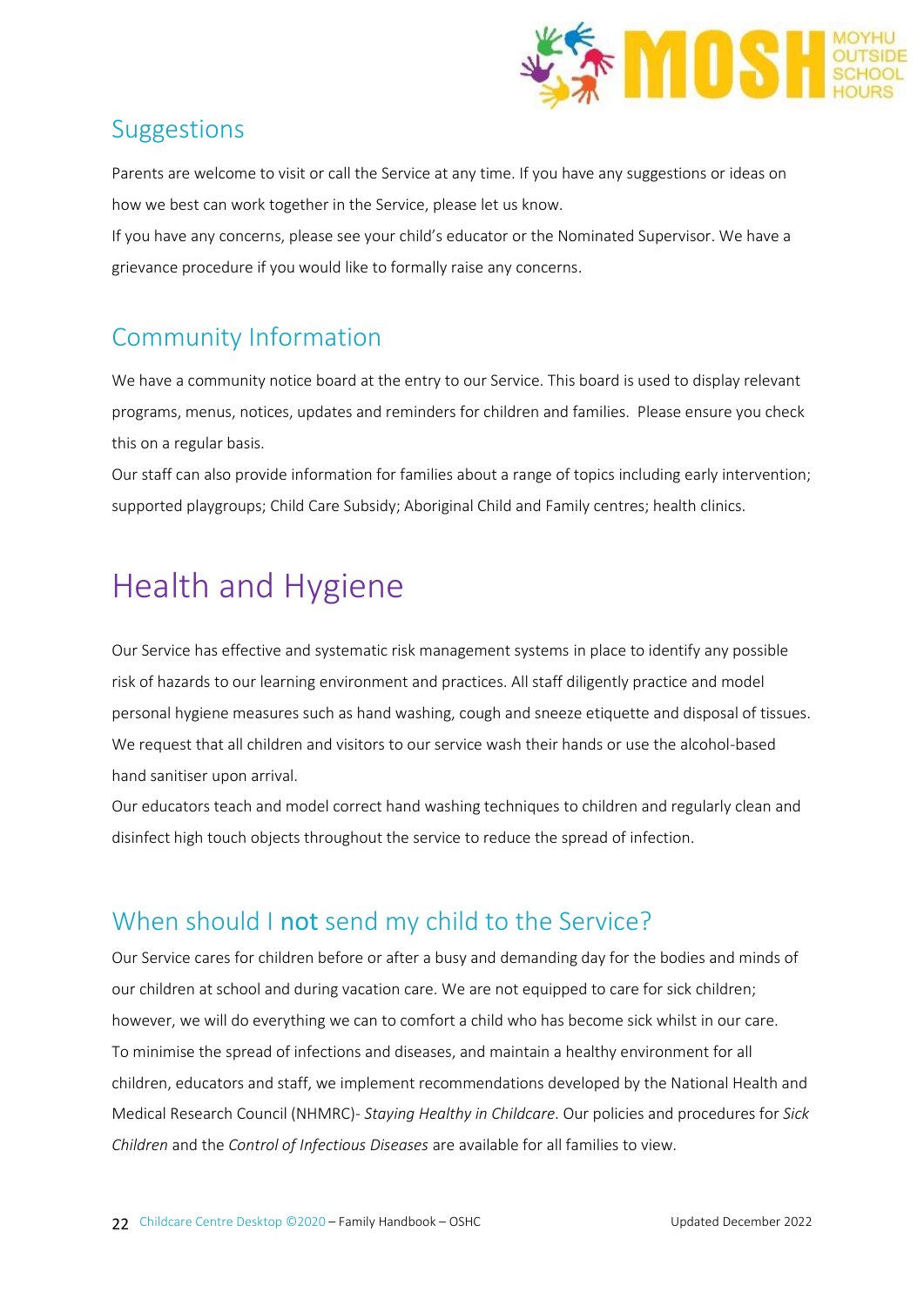## Suggestions

Parents are welcome to visit or call the Service at any time. If you have any suggestions or ideas on how we best can work together in the Service, please let us know.

If you have any concerns, please see your child's educator or the Nominated Supervisor. We have a grievance procedure if you would like to formally raise any concerns.

## Community Information

We have a community notice board at the entry to our Service. This board is used to display relevant programs, menus, notices, updates and reminders for children and families. Please ensure you check this on a regular basis.

Our staff can also provide information for families about a range of topics including early intervention; supported playgroups; Child Care Subsidy; Aboriginal Child and Family centres; health clinics.

# Health and Hygiene

Our Service has effective and systematic risk management systems in place to identify any possible risk of hazards to our learning environment and practices. All staff diligently practice and model personal hygiene measures such as hand washing, cough and sneeze etiquette and disposal of tissues. We request that all children and visitors to our service wash their hands or use the alcohol-based hand sanitiser upon arrival.

Our educators teach and model correct hand washing techniques to children and regularly clean and disinfect high touch objects throughout the service to reduce the spread of infection.

## When should I **not** send my child to the Service?

Our Service cares for children before or after a busy and demanding day for the bodies and minds of our children at school and during vacation care. We are not equipped to care for sick children; however, we will do everything we can to comfort a child who has become sick whilst in our care.

To minimise the spread of infections and diseases, and maintain a healthy environment for all children, educators and staff, we implement recommendations developed by the National Health and Medical Research Council (NHMRC)- *Staying Healthy in Childcare*. Our policies and procedures for *Sick Children* and the *Control of Infectious Diseases* are available for all families to view.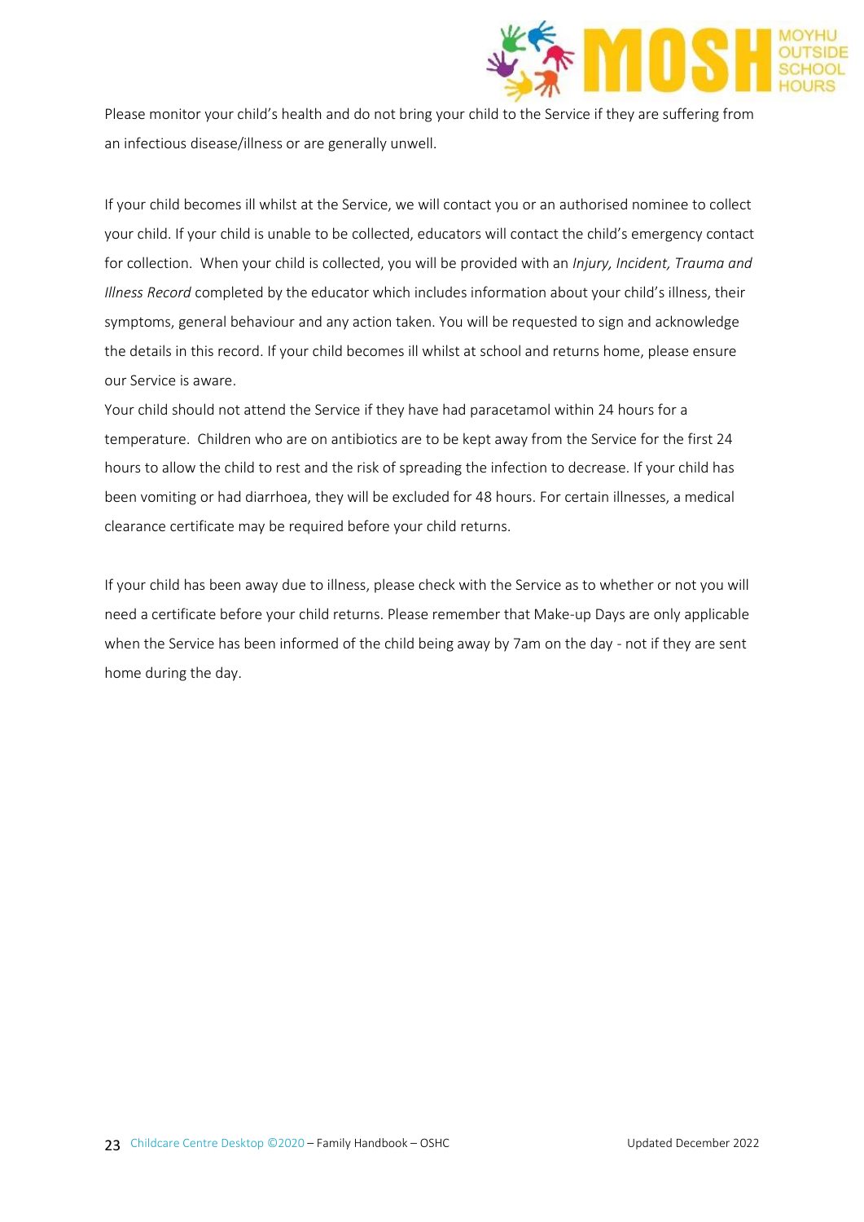Please monitor your child's health and do not bring your child to the Service if they are suffering from an infectious disease/illness or are generally unwell.

If your child becomes ill whilst at the Service, we will contact you or an authorised nominee to collect your child. If your child is unable to be collected, educators will contact the child's emergency contact for collection. When your child is collected, you will be provided with an *Injury, Incident, Trauma and Illness Record* completed by the educator which includes information about your child's illness, their symptoms, general behaviour and any action taken. You will be requested to sign and acknowledge the details in this record. If your child becomes ill whilst at school and returns home, please ensure our Service is aware.
Your child should not attend the Service if they have had paracetamol within 24 hours for a temperature. Children who are on antibiotics are to be kept away from the Service for the first 24 hours to allow the child to rest and the risk of spreading the infection to decrease. If your child has been vomiting or had diarrhoea, they will be excluded for 48 hours. For certain illnesses, a medical clearance certificate may be required before your child returns.

If your child has been away due to illness, please check with the Service as to whether or not you will need a certificate before your child returns. Please remember that Make-up Days are only applicable when the Service has been informed of the child being away by 7am on the day - not if they are sent home during the day.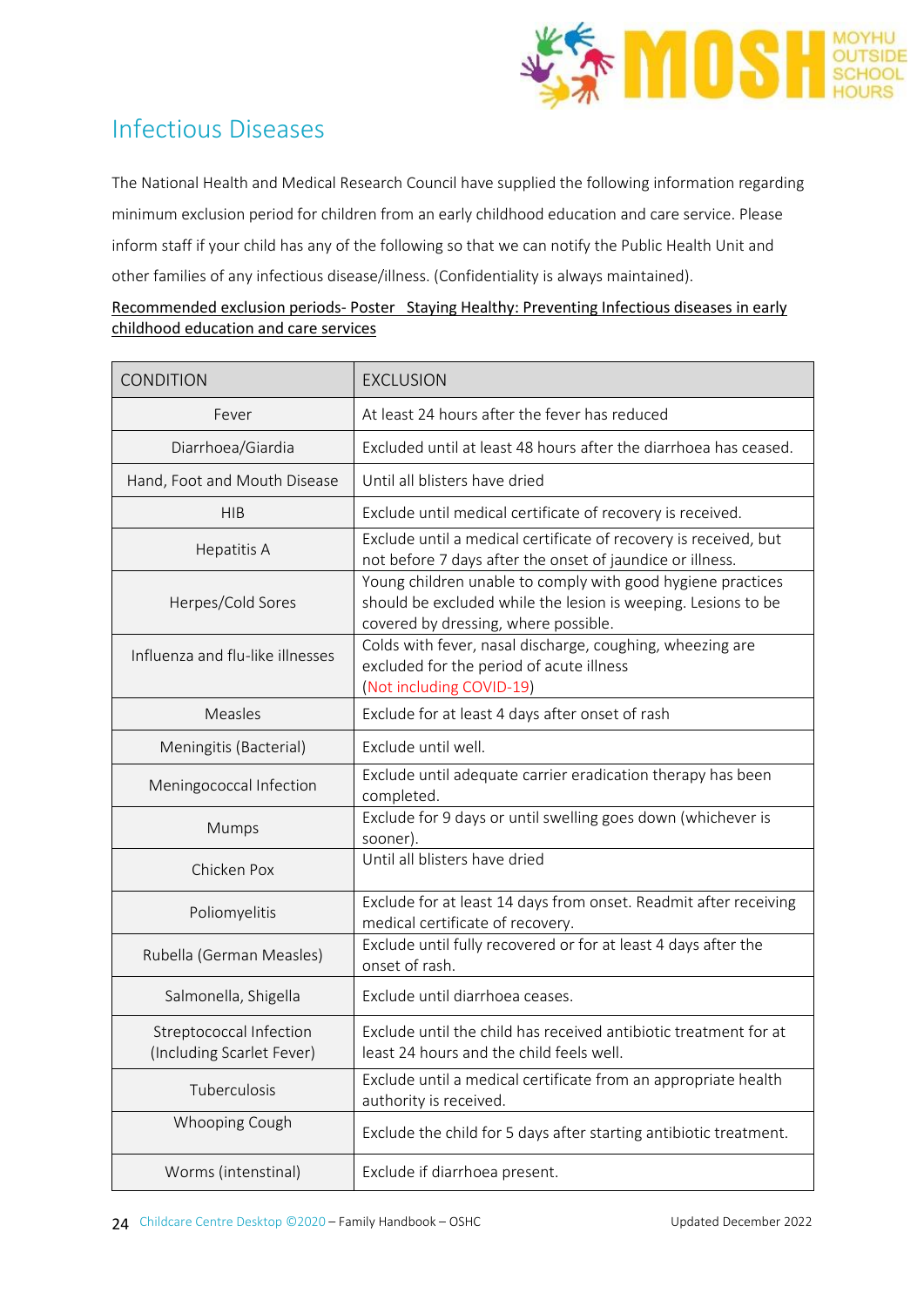# Infectious Diseases

The National Health and Medical Research Council have supplied the following information regarding minimum exclusion period for children from an early childhood education and care service. Please inform staff if your child has any of the following so that we can notify the Public Health Unit and other families of any infectious disease/illness. (Confidentiality is always maintained).

Recommended exclusion periods- Poster Staying Healthy: Preventing Infectious diseases in early childhood education and care services

| CONDITION | EXCLUSION |
|---|---|
| Fever | At least 24 hours after the fever has reduced |
| Diarrhoea/Giardia | Excluded until at least 48 hours after the diarrhoea has ceased. |
| Hand, Foot and Mouth Disease | Until all blisters have dried |
| HIB | Exclude until medical certificate of recovery is received. |
| Hepatitis A | Exclude until a medical certificate of recovery is received, but not before 7 days after the onset of jaundice or illness. |
| Herpes/Cold Sores | Young children unable to comply with good hygiene practices should be excluded while the lesion is weeping. Lesions to be covered by dressing, where possible. |
| Influenza and flu-like illnesses | Colds with fever, nasal discharge, coughing, wheezing are excluded for the period of acute illness (Not including COVID-19) |
| Measles | Exclude for at least 4 days after onset of rash |
| Meningitis (Bacterial) | Exclude until well. |
| Meningococcal Infection | Exclude until adequate carrier eradication therapy has been completed. |
| Mumps | Exclude for 9 days or until swelling goes down (whichever is sooner). |
| Chicken Pox | Until all blisters have dried |
| Poliomyelitis | Exclude for at least 14 days from onset. Readmit after receiving medical certificate of recovery. |
| Rubella (German Measles) | Exclude until fully recovered or for at least 4 days after the onset of rash. |
| Salmonella, Shigella | Exclude until diarrhoea ceases. |
| Streptococcal Infection (Including Scarlet Fever) | Exclude until the child has received antibiotic treatment for at least 24 hours and the child feels well. |
| Tuberculosis | Exclude until a medical certificate from an appropriate health authority is received. |
| Whooping Cough | Exclude the child for 5 days after starting antibiotic treatment. |
| Worms (intenstinal) | Exclude if diarrhoea present. |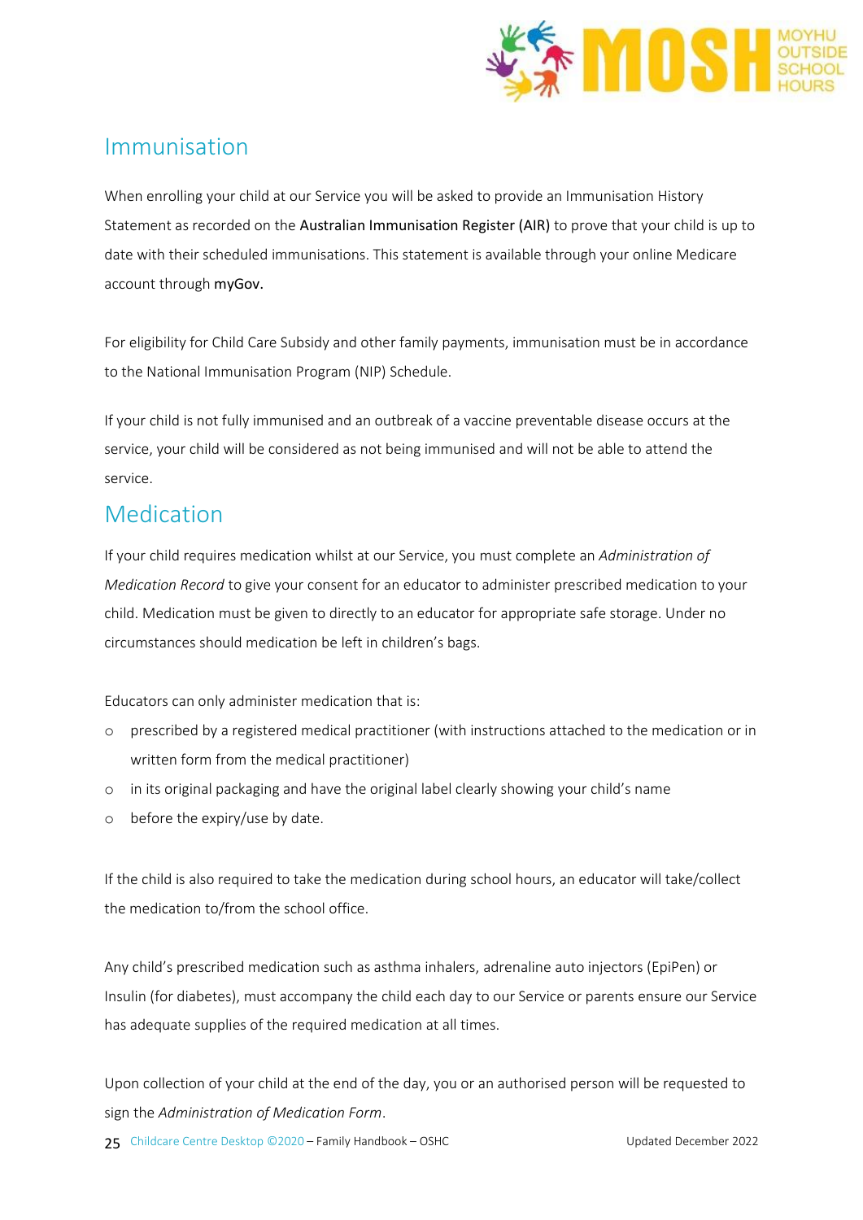## Immunisation

When enrolling your child at our Service you will be asked to provide an Immunisation History Statement as recorded on the Australian Immunisation Register (AIR) to prove that your child is up to date with their scheduled immunisations. This statement is available through your online Medicare account through myGov.

For eligibility for Child Care Subsidy and other family payments, immunisation must be in accordance to the National Immunisation Program (NIP) Schedule.

If your child is not fully immunised and an outbreak of a vaccine preventable disease occurs at the service, your child will be considered as not being immunised and will not be able to attend the service.

## Medication

If your child requires medication whilst at our Service, you must complete an *Administration of Medication Record* to give your consent for an educator to administer prescribed medication to your child. Medication must be given to directly to an educator for appropriate safe storage. Under no circumstances should medication be left in children's bags.

Educators can only administer medication that is:

- prescribed by a registered medical practitioner (with instructions attached to the medication or in written form from the medical practitioner)
- in its original packaging and have the original label clearly showing your child's name
- before the expiry/use by date.

If the child is also required to take the medication during school hours, an educator will take/collect the medication to/from the school office.

Any child's prescribed medication such as asthma inhalers, adrenaline auto injectors (EpiPen) or Insulin (for diabetes), must accompany the child each day to our Service or parents ensure our Service has adequate supplies of the required medication at all times.

Upon collection of your child at the end of the day, you or an authorised person will be requested to sign the *Administration of Medication Form*.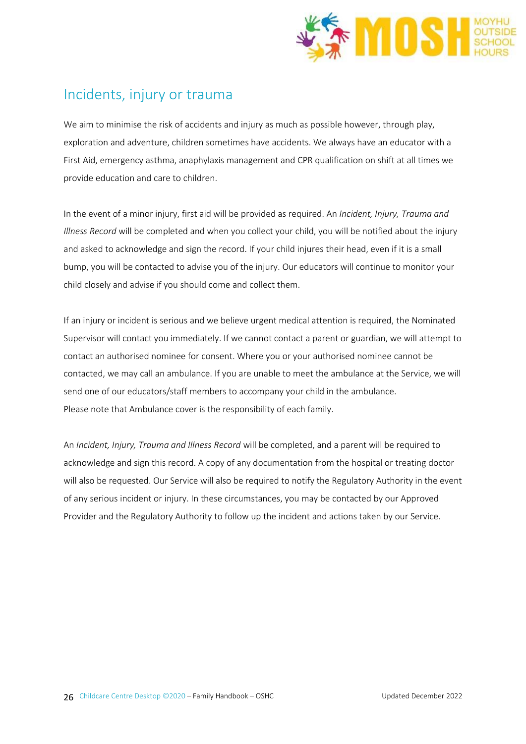## Incidents, injury or trauma

We aim to minimise the risk of accidents and injury as much as possible however, through play, exploration and adventure, children sometimes have accidents. We always have an educator with a First Aid, emergency asthma, anaphylaxis management and CPR qualification on shift at all times we provide education and care to children.

In the event of a minor injury, first aid will be provided as required. An *Incident, Injury, Trauma and Illness Record* will be completed and when you collect your child, you will be notified about the injury and asked to acknowledge and sign the record. If your child injures their head, even if it is a small bump, you will be contacted to advise you of the injury. Our educators will continue to monitor your child closely and advise if you should come and collect them.

If an injury or incident is serious and we believe urgent medical attention is required, the Nominated Supervisor will contact you immediately. If we cannot contact a parent or guardian, we will attempt to contact an authorised nominee for consent. Where you or your authorised nominee cannot be contacted, we may call an ambulance. If you are unable to meet the ambulance at the Service, we will send one of our educators/staff members to accompany your child in the ambulance.
Please note that Ambulance cover is the responsibility of each family.

An *Incident, Injury, Trauma and Illness Record* will be completed, and a parent will be required to acknowledge and sign this record. A copy of any documentation from the hospital or treating doctor will also be requested. Our Service will also be required to notify the Regulatory Authority in the event of any serious incident or injury. In these circumstances, you may be contacted by our Approved Provider and the Regulatory Authority to follow up the incident and actions taken by our Service.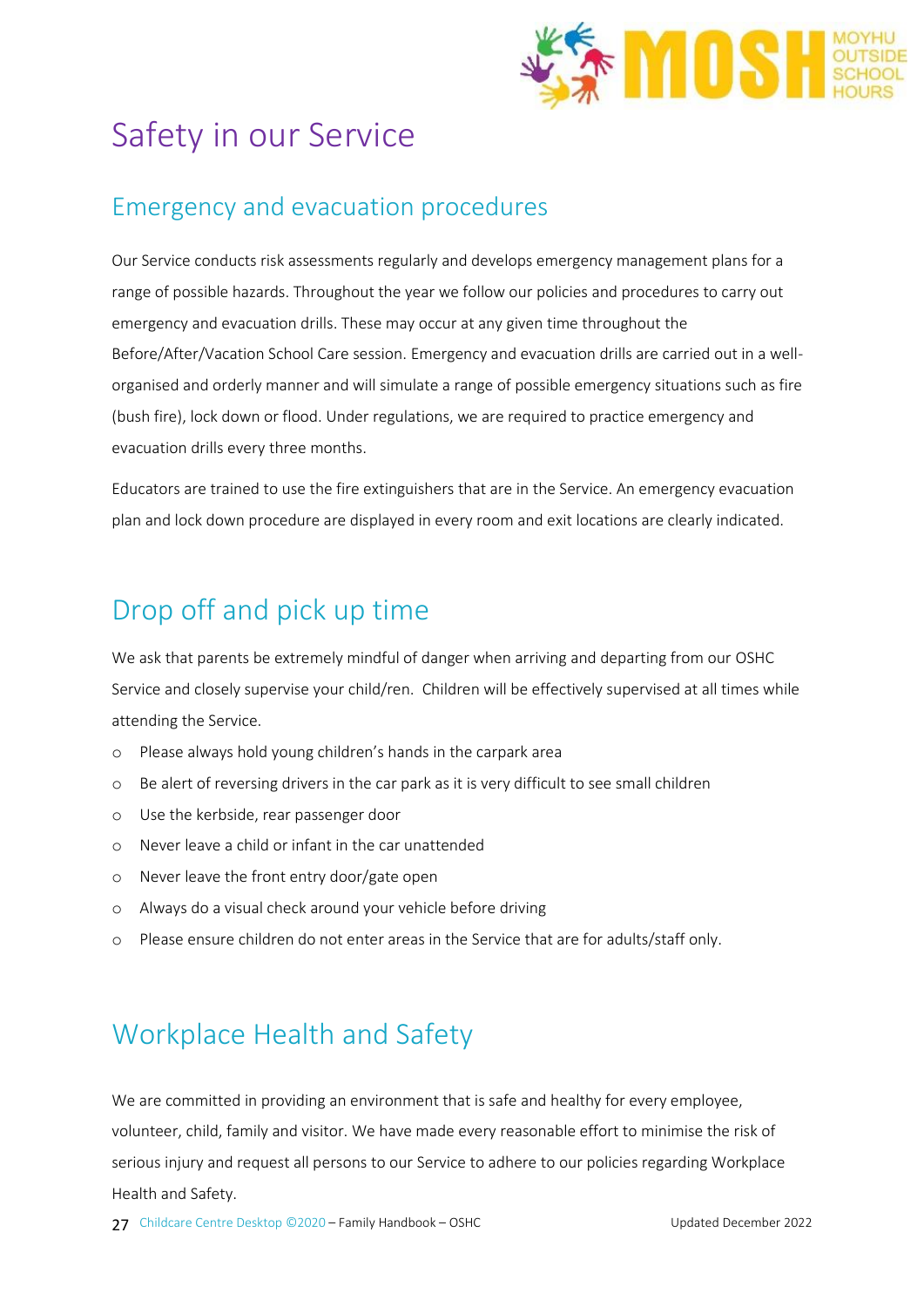# Safety in our Service

## Emergency and evacuation procedures

Our Service conducts risk assessments regularly and develops emergency management plans for a range of possible hazards. Throughout the year we follow our policies and procedures to carry out emergency and evacuation drills. These may occur at any given time throughout the Before/After/Vacation School Care session. Emergency and evacuation drills are carried out in a well-organised and orderly manner and will simulate a range of possible emergency situations such as fire (bush fire), lock down or flood. Under regulations, we are required to practice emergency and evacuation drills every three months.

Educators are trained to use the fire extinguishers that are in the Service. An emergency evacuation plan and lock down procedure are displayed in every room and exit locations are clearly indicated.

## Drop off and pick up time

We ask that parents be extremely mindful of danger when arriving and departing from our OSHC Service and closely supervise your child/ren. Children will be effectively supervised at all times while attending the Service.

- Please always hold young children's hands in the carpark area
- Be alert of reversing drivers in the car park as it is very difficult to see small children
- Use the kerbside, rear passenger door
- Never leave a child or infant in the car unattended
- Never leave the front entry door/gate open
- Always do a visual check around your vehicle before driving
- Please ensure children do not enter areas in the Service that are for adults/staff only.

## Workplace Health and Safety

We are committed in providing an environment that is safe and healthy for every employee, volunteer, child, family and visitor. We have made every reasonable effort to minimise the risk of serious injury and request all persons to our Service to adhere to our policies regarding Workplace Health and Safety.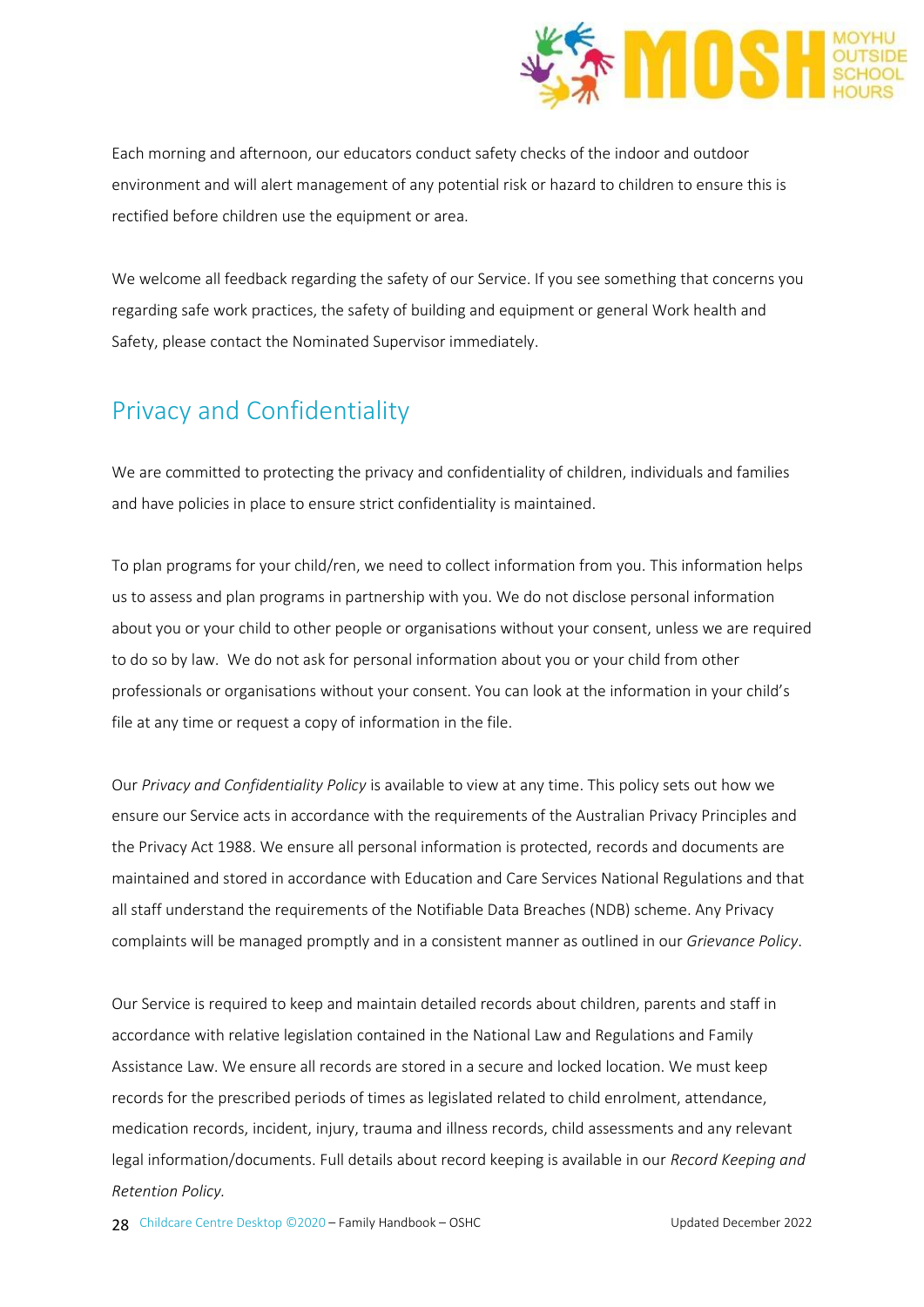Each morning and afternoon, our educators conduct safety checks of the indoor and outdoor environment and will alert management of any potential risk or hazard to children to ensure this is rectified before children use the equipment or area.

We welcome all feedback regarding the safety of our Service. If you see something that concerns you regarding safe work practices, the safety of building and equipment or general Work health and Safety, please contact the Nominated Supervisor immediately.

## Privacy and Confidentiality

We are committed to protecting the privacy and confidentiality of children, individuals and families and have policies in place to ensure strict confidentiality is maintained.

To plan programs for your child/ren, we need to collect information from you. This information helps us to assess and plan programs in partnership with you. We do not disclose personal information about you or your child to other people or organisations without your consent, unless we are required to do so by law. We do not ask for personal information about you or your child from other professionals or organisations without your consent. You can look at the information in your child's file at any time or request a copy of information in the file.

Our *Privacy and Confidentiality Policy* is available to view at any time. This policy sets out how we ensure our Service acts in accordance with the requirements of the Australian Privacy Principles and the Privacy Act 1988. We ensure all personal information is protected, records and documents are maintained and stored in accordance with Education and Care Services National Regulations and that all staff understand the requirements of the Notifiable Data Breaches (NDB) scheme. Any Privacy complaints will be managed promptly and in a consistent manner as outlined in our *Grievance Policy*.

Our Service is required to keep and maintain detailed records about children, parents and staff in accordance with relative legislation contained in the National Law and Regulations and Family Assistance Law. We ensure all records are stored in a secure and locked location. We must keep records for the prescribed periods of times as legislated related to child enrolment, attendance, medication records, incident, injury, trauma and illness records, child assessments and any relevant legal information/documents. Full details about record keeping is available in our *Record Keeping and Retention Policy.*